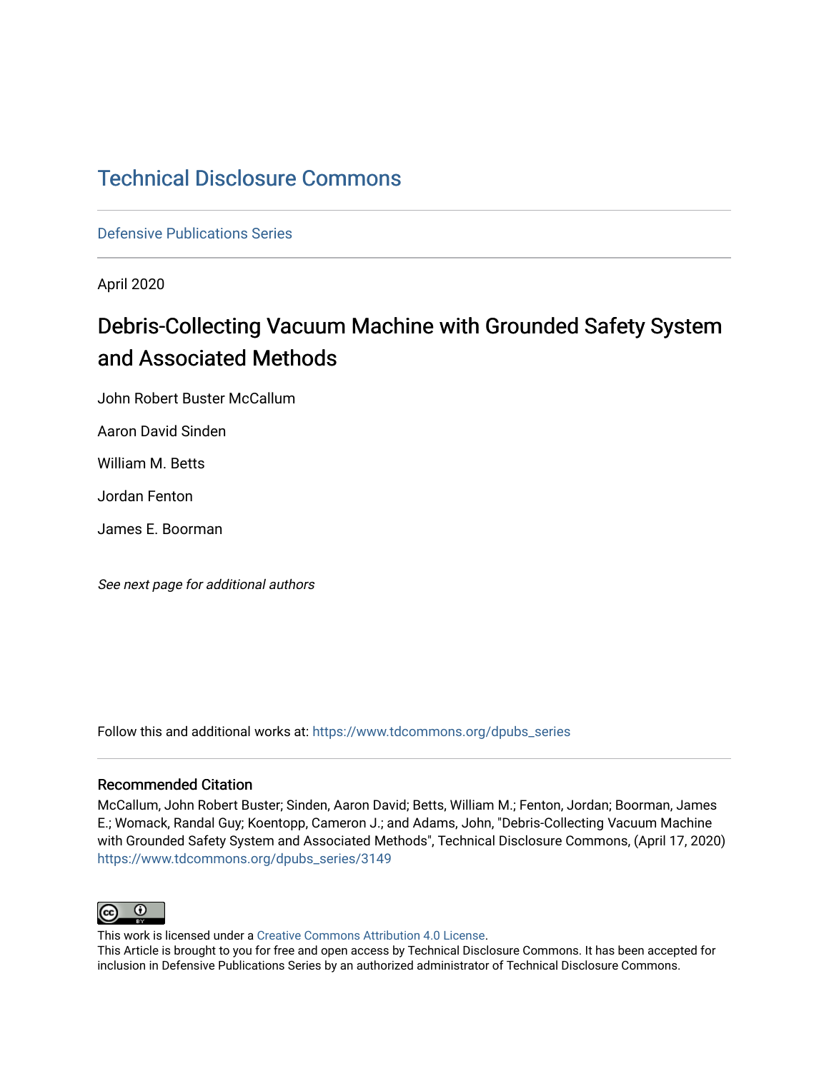# Technical Disclosure Commons

Defensive Publications Series

April 2020

## Debris-Collecting Vacuum Machine with Grounded Safety System and Associated Methods

John Robert Buster McCallum

Aaron David Sinden

William M. Betts

Jordan Fenton

James E. Boorman

*See next page for additional authors*

Follow this and additional works at: https://www.tdcommons.org/dpubs_series

### Recommended Citation

McCallum, John Robert Buster; Sinden, Aaron David; Betts, William M.; Fenton, Jordan; Boorman, James E.; Womack, Randal Guy; Koentopp, Cameron J.; and Adams, John, "Debris-Collecting Vacuum Machine with Grounded Safety System and Associated Methods", Technical Disclosure Commons, (April 17, 2020) https://www.tdcommons.org/dpubs_series/3149

This work is licensed under a Creative Commons Attribution 4.0 License.

This Article is brought to you for free and open access by Technical Disclosure Commons. It has been accepted for inclusion in Defensive Publications Series by an authorized administrator of Technical Disclosure Commons.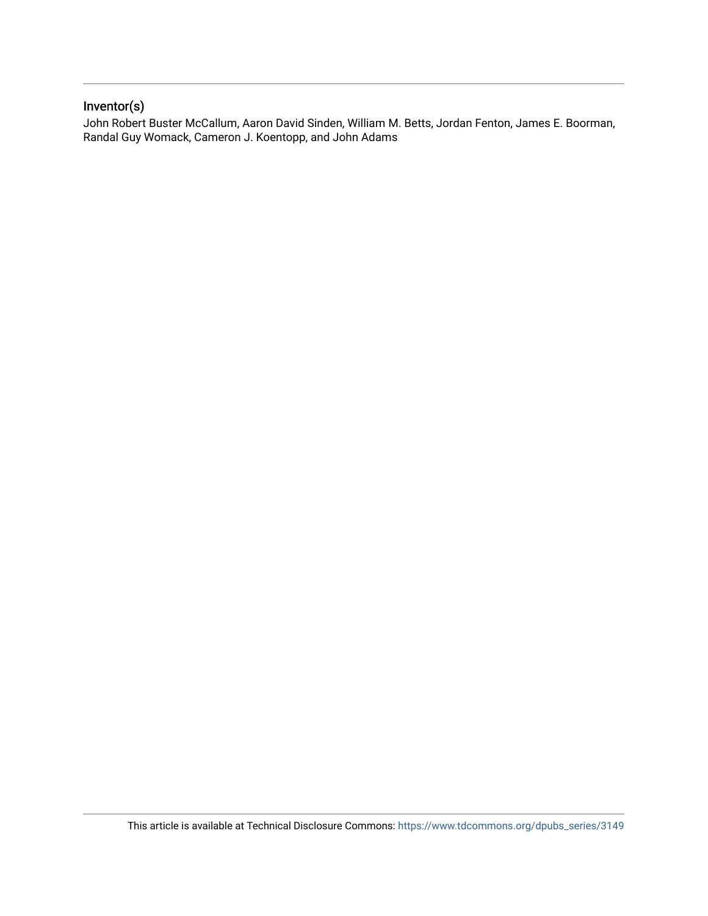## Inventor(s)

John Robert Buster McCallum, Aaron David Sinden, William M. Betts, Jordan Fenton, James E. Boorman, Randal Guy Womack, Cameron J. Koentopp, and John Adams

This article is available at Technical Disclosure Commons: https://www.tdcommons.org/dpubs_series/3149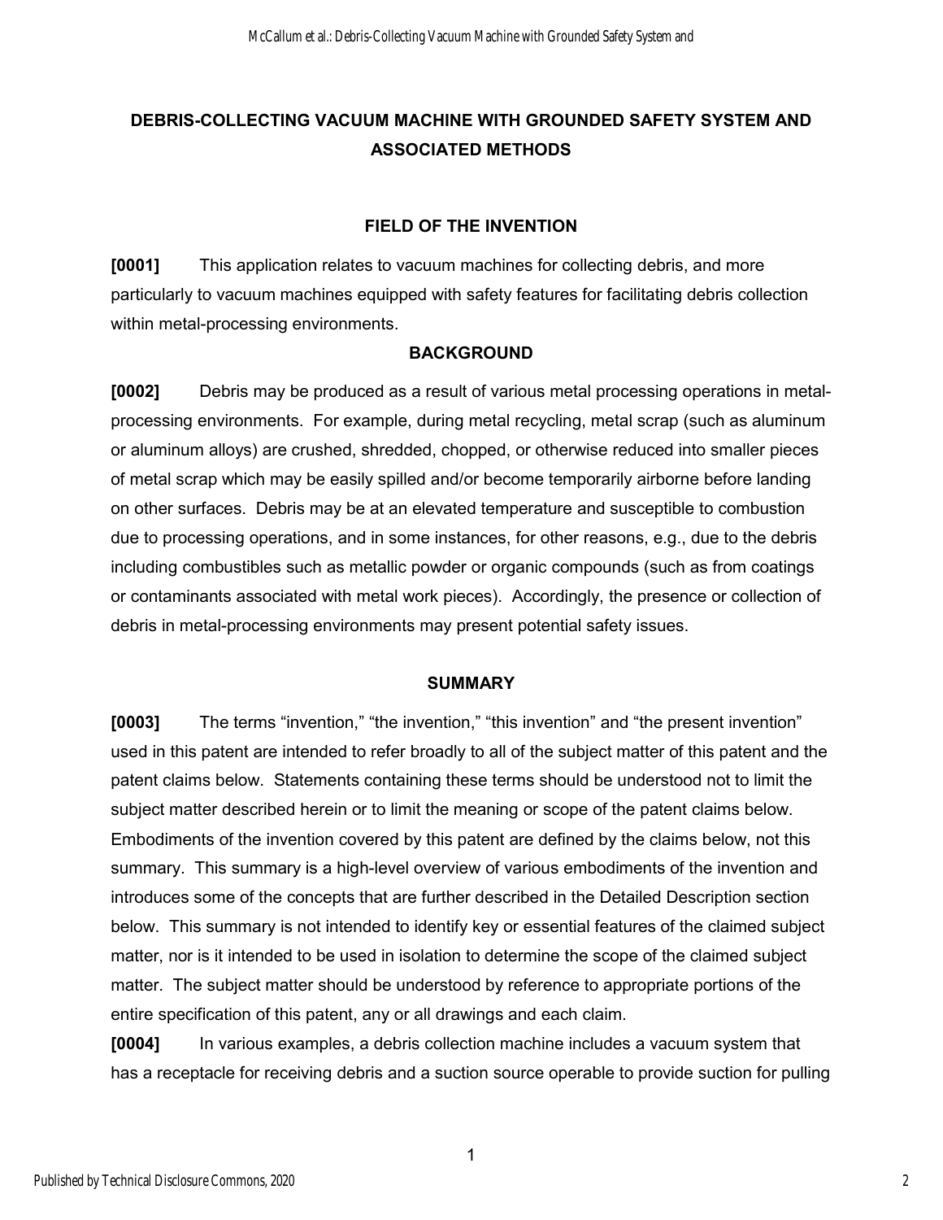# DEBRIS-COLLECTING VACUUM MACHINE WITH GROUNDED SAFETY SYSTEM AND ASSOCIATED METHODS

## FIELD OF THE INVENTION

**[0001]** This application relates to vacuum machines for collecting debris, and more particularly to vacuum machines equipped with safety features for facilitating debris collection within metal-processing environments.

## BACKGROUND

**[0002]** Debris may be produced as a result of various metal processing operations in metal-processing environments. For example, during metal recycling, metal scrap (such as aluminum or aluminum alloys) are crushed, shredded, chopped, or otherwise reduced into smaller pieces of metal scrap which may be easily spilled and/or become temporarily airborne before landing on other surfaces. Debris may be at an elevated temperature and susceptible to combustion due to processing operations, and in some instances, for other reasons, e.g., due to the debris including combustibles such as metallic powder or organic compounds (such as from coatings or contaminants associated with metal work pieces). Accordingly, the presence or collection of debris in metal-processing environments may present potential safety issues.

## SUMMARY

**[0003]** The terms "invention," "the invention," "this invention" and "the present invention" used in this patent are intended to refer broadly to all of the subject matter of this patent and the patent claims below. Statements containing these terms should be understood not to limit the subject matter described herein or to limit the meaning or scope of the patent claims below. Embodiments of the invention covered by this patent are defined by the claims below, not this summary. This summary is a high-level overview of various embodiments of the invention and introduces some of the concepts that are further described in the Detailed Description section below. This summary is not intended to identify key or essential features of the claimed subject matter, nor is it intended to be used in isolation to determine the scope of the claimed subject matter. The subject matter should be understood by reference to appropriate portions of the entire specification of this patent, any or all drawings and each claim.

**[0004]** In various examples, a debris collection machine includes a vacuum system that has a receptacle for receiving debris and a suction source operable to provide suction for pulling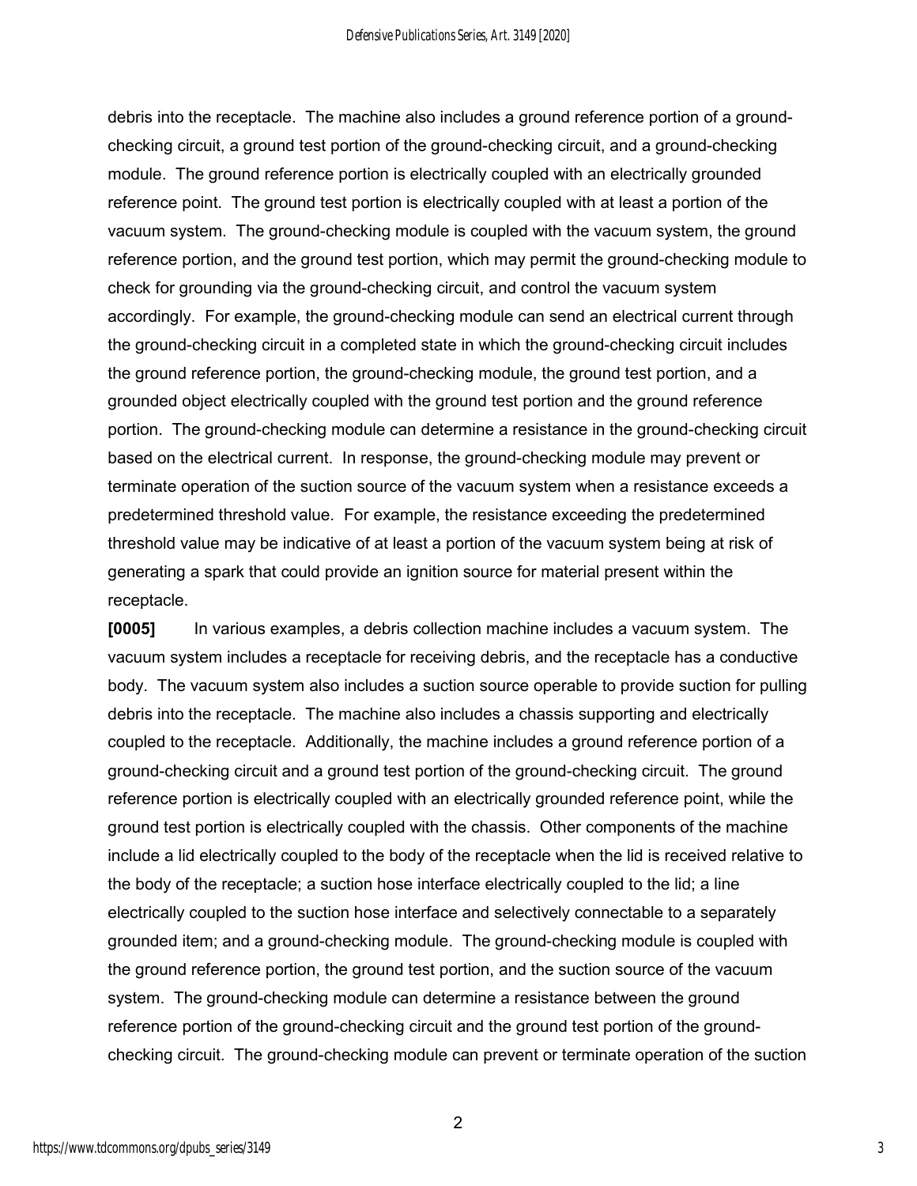debris into the receptacle. The machine also includes a ground reference portion of a ground-checking circuit, a ground test portion of the ground-checking circuit, and a ground-checking module. The ground reference portion is electrically coupled with an electrically grounded reference point. The ground test portion is electrically coupled with at least a portion of the vacuum system. The ground-checking module is coupled with the vacuum system, the ground reference portion, and the ground test portion, which may permit the ground-checking module to check for grounding via the ground-checking circuit, and control the vacuum system accordingly. For example, the ground-checking module can send an electrical current through the ground-checking circuit in a completed state in which the ground-checking circuit includes the ground reference portion, the ground-checking module, the ground test portion, and a grounded object electrically coupled with the ground test portion and the ground reference portion. The ground-checking module can determine a resistance in the ground-checking circuit based on the electrical current. In response, the ground-checking module may prevent or terminate operation of the suction source of the vacuum system when a resistance exceeds a predetermined threshold value. For example, the resistance exceeding the predetermined threshold value may be indicative of at least a portion of the vacuum system being at risk of generating a spark that could provide an ignition source for material present within the receptacle.

**[0005]** In various examples, a debris collection machine includes a vacuum system. The vacuum system includes a receptacle for receiving debris, and the receptacle has a conductive body. The vacuum system also includes a suction source operable to provide suction for pulling debris into the receptacle. The machine also includes a chassis supporting and electrically coupled to the receptacle. Additionally, the machine includes a ground reference portion of a ground-checking circuit and a ground test portion of the ground-checking circuit. The ground reference portion is electrically coupled with an electrically grounded reference point, while the ground test portion is electrically coupled with the chassis. Other components of the machine include a lid electrically coupled to the body of the receptacle when the lid is received relative to the body of the receptacle; a suction hose interface electrically coupled to the lid; a line electrically coupled to the suction hose interface and selectively connectable to a separately grounded item; and a ground-checking module. The ground-checking module is coupled with the ground reference portion, the ground test portion, and the suction source of the vacuum system. The ground-checking module can determine a resistance between the ground reference portion of the ground-checking circuit and the ground test portion of the ground-checking circuit. The ground-checking module can prevent or terminate operation of the suction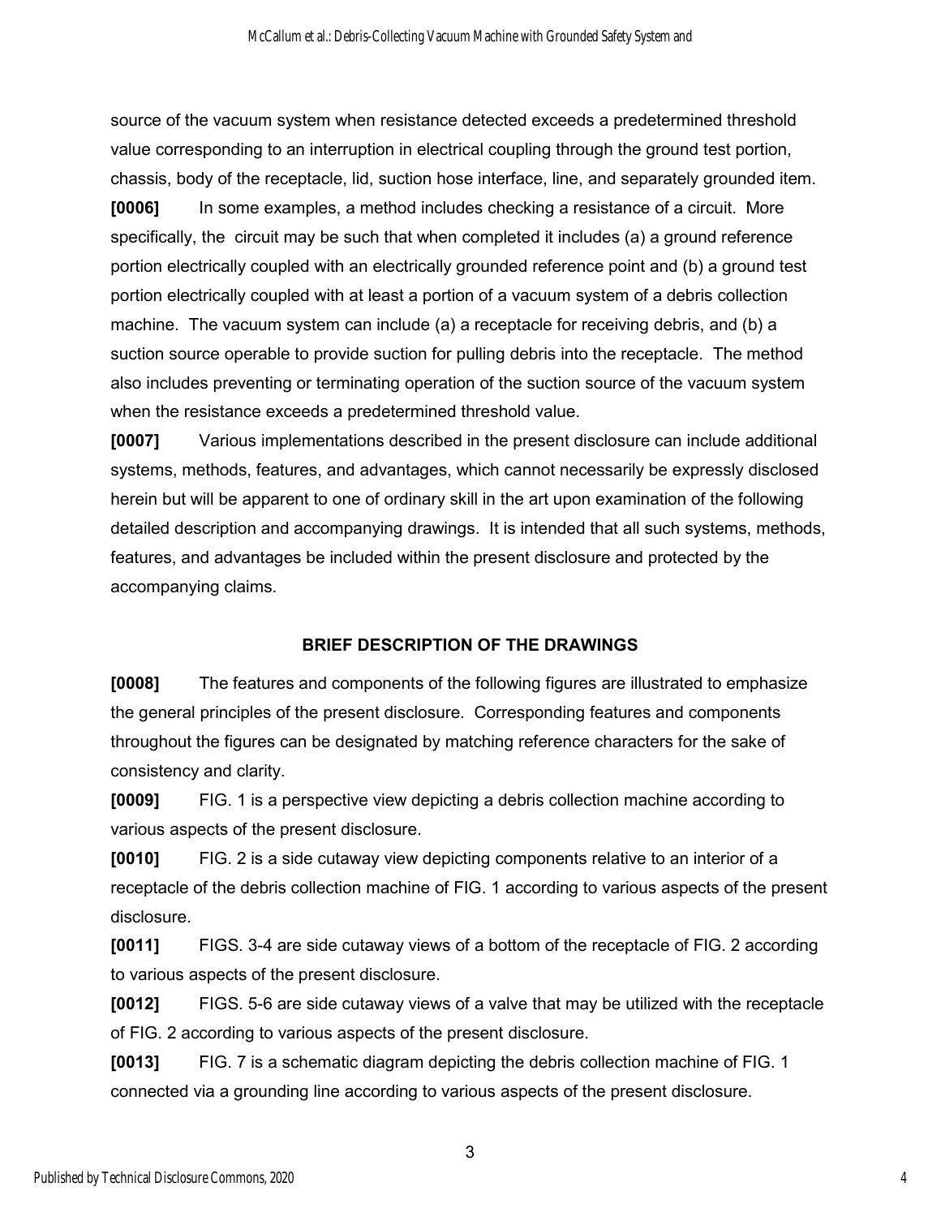source of the vacuum system when resistance detected exceeds a predetermined threshold value corresponding to an interruption in electrical coupling through the ground test portion, chassis, body of the receptacle, lid, suction hose interface, line, and separately grounded item.

**[0006]** In some examples, a method includes checking a resistance of a circuit. More specifically, the circuit may be such that when completed it includes (a) a ground reference portion electrically coupled with an electrically grounded reference point and (b) a ground test portion electrically coupled with at least a portion of a vacuum system of a debris collection machine. The vacuum system can include (a) a receptacle for receiving debris, and (b) a suction source operable to provide suction for pulling debris into the receptacle. The method also includes preventing or terminating operation of the suction source of the vacuum system when the resistance exceeds a predetermined threshold value.

**[0007]** Various implementations described in the present disclosure can include additional systems, methods, features, and advantages, which cannot necessarily be expressly disclosed herein but will be apparent to one of ordinary skill in the art upon examination of the following detailed description and accompanying drawings. It is intended that all such systems, methods, features, and advantages be included within the present disclosure and protected by the accompanying claims.

## BRIEF DESCRIPTION OF THE DRAWINGS

**[0008]** The features and components of the following figures are illustrated to emphasize the general principles of the present disclosure. Corresponding features and components throughout the figures can be designated by matching reference characters for the sake of consistency and clarity.

**[0009]** FIG. 1 is a perspective view depicting a debris collection machine according to various aspects of the present disclosure.

**[0010]** FIG. 2 is a side cutaway view depicting components relative to an interior of a receptacle of the debris collection machine of FIG. 1 according to various aspects of the present disclosure.

**[0011]** FIGS. 3-4 are side cutaway views of a bottom of the receptacle of FIG. 2 according to various aspects of the present disclosure.

**[0012]** FIGS. 5-6 are side cutaway views of a valve that may be utilized with the receptacle of FIG. 2 according to various aspects of the present disclosure.

**[0013]** FIG. 7 is a schematic diagram depicting the debris collection machine of FIG. 1 connected via a grounding line according to various aspects of the present disclosure.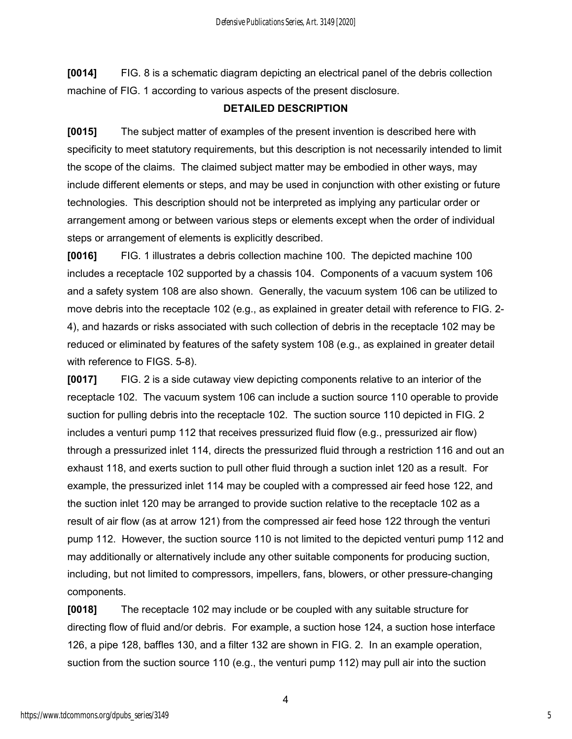**[0014]** FIG. 8 is a schematic diagram depicting an electrical panel of the debris collection machine of FIG. 1 according to various aspects of the present disclosure.

## DETAILED DESCRIPTION

**[0015]** The subject matter of examples of the present invention is described here with specificity to meet statutory requirements, but this description is not necessarily intended to limit the scope of the claims. The claimed subject matter may be embodied in other ways, may include different elements or steps, and may be used in conjunction with other existing or future technologies. This description should not be interpreted as implying any particular order or arrangement among or between various steps or elements except when the order of individual steps or arrangement of elements is explicitly described.

**[0016]** FIG. 1 illustrates a debris collection machine 100. The depicted machine 100 includes a receptacle 102 supported by a chassis 104. Components of a vacuum system 106 and a safety system 108 are also shown. Generally, the vacuum system 106 can be utilized to move debris into the receptacle 102 (e.g., as explained in greater detail with reference to FIG. 2-4), and hazards or risks associated with such collection of debris in the receptacle 102 may be reduced or eliminated by features of the safety system 108 (e.g., as explained in greater detail with reference to FIGS. 5-8).

**[0017]** FIG. 2 is a side cutaway view depicting components relative to an interior of the receptacle 102. The vacuum system 106 can include a suction source 110 operable to provide suction for pulling debris into the receptacle 102. The suction source 110 depicted in FIG. 2 includes a venturi pump 112 that receives pressurized fluid flow (e.g., pressurized air flow) through a pressurized inlet 114, directs the pressurized fluid through a restriction 116 and out an exhaust 118, and exerts suction to pull other fluid through a suction inlet 120 as a result. For example, the pressurized inlet 114 may be coupled with a compressed air feed hose 122, and the suction inlet 120 may be arranged to provide suction relative to the receptacle 102 as a result of air flow (as at arrow 121) from the compressed air feed hose 122 through the venturi pump 112. However, the suction source 110 is not limited to the depicted venturi pump 112 and may additionally or alternatively include any other suitable components for producing suction, including, but not limited to compressors, impellers, fans, blowers, or other pressure-changing components.

**[0018]** The receptacle 102 may include or be coupled with any suitable structure for directing flow of fluid and/or debris. For example, a suction hose 124, a suction hose interface 126, a pipe 128, baffles 130, and a filter 132 are shown in FIG. 2. In an example operation, suction from the suction source 110 (e.g., the venturi pump 112) may pull air into the suction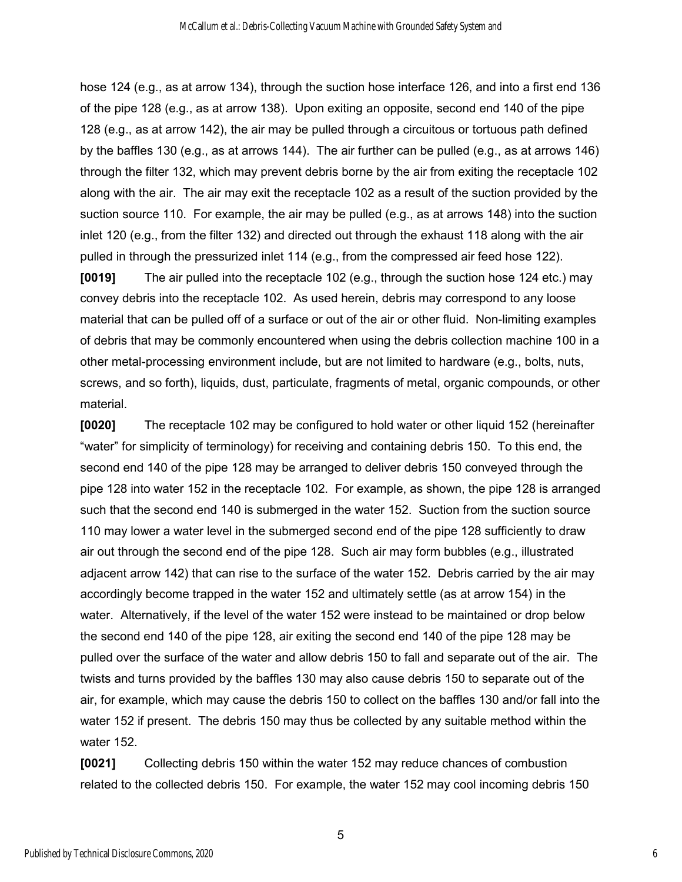hose 124 (e.g., as at arrow 134), through the suction hose interface 126, and into a first end 136 of the pipe 128 (e.g., as at arrow 138). Upon exiting an opposite, second end 140 of the pipe 128 (e.g., as at arrow 142), the air may be pulled through a circuitous or tortuous path defined by the baffles 130 (e.g., as at arrows 144). The air further can be pulled (e.g., as at arrows 146) through the filter 132, which may prevent debris borne by the air from exiting the receptacle 102 along with the air. The air may exit the receptacle 102 as a result of the suction provided by the suction source 110. For example, the air may be pulled (e.g., as at arrows 148) into the suction inlet 120 (e.g., from the filter 132) and directed out through the exhaust 118 along with the air pulled in through the pressurized inlet 114 (e.g., from the compressed air feed hose 122).

**[0019]** The air pulled into the receptacle 102 (e.g., through the suction hose 124 etc.) may convey debris into the receptacle 102. As used herein, debris may correspond to any loose material that can be pulled off of a surface or out of the air or other fluid. Non-limiting examples of debris that may be commonly encountered when using the debris collection machine 100 in a other metal-processing environment include, but are not limited to hardware (e.g., bolts, nuts, screws, and so forth), liquids, dust, particulate, fragments of metal, organic compounds, or other material.

**[0020]** The receptacle 102 may be configured to hold water or other liquid 152 (hereinafter "water" for simplicity of terminology) for receiving and containing debris 150. To this end, the second end 140 of the pipe 128 may be arranged to deliver debris 150 conveyed through the pipe 128 into water 152 in the receptacle 102. For example, as shown, the pipe 128 is arranged such that the second end 140 is submerged in the water 152. Suction from the suction source 110 may lower a water level in the submerged second end of the pipe 128 sufficiently to draw air out through the second end of the pipe 128. Such air may form bubbles (e.g., illustrated adjacent arrow 142) that can rise to the surface of the water 152. Debris carried by the air may accordingly become trapped in the water 152 and ultimately settle (as at arrow 154) in the water. Alternatively, if the level of the water 152 were instead to be maintained or drop below the second end 140 of the pipe 128, air exiting the second end 140 of the pipe 128 may be pulled over the surface of the water and allow debris 150 to fall and separate out of the air. The twists and turns provided by the baffles 130 may also cause debris 150 to separate out of the air, for example, which may cause the debris 150 to collect on the baffles 130 and/or fall into the water 152 if present. The debris 150 may thus be collected by any suitable method within the water 152.

**[0021]** Collecting debris 150 within the water 152 may reduce chances of combustion related to the collected debris 150. For example, the water 152 may cool incoming debris 150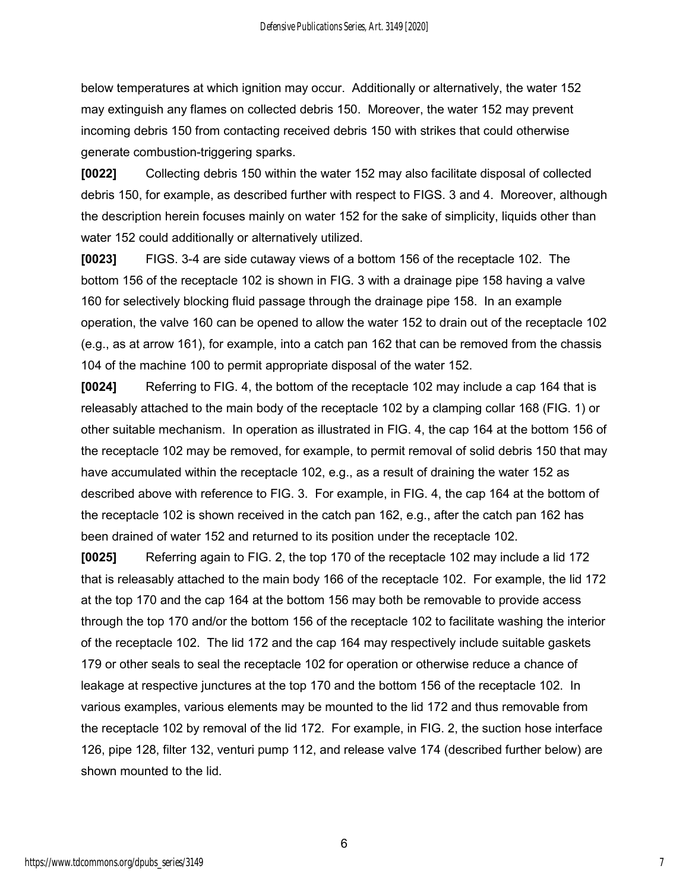below temperatures at which ignition may occur. Additionally or alternatively, the water 152 may extinguish any flames on collected debris 150. Moreover, the water 152 may prevent incoming debris 150 from contacting received debris 150 with strikes that could otherwise generate combustion-triggering sparks.

**[0022]** Collecting debris 150 within the water 152 may also facilitate disposal of collected debris 150, for example, as described further with respect to FIGS. 3 and 4. Moreover, although the description herein focuses mainly on water 152 for the sake of simplicity, liquids other than water 152 could additionally or alternatively utilized.

**[0023]** FIGS. 3-4 are side cutaway views of a bottom 156 of the receptacle 102. The bottom 156 of the receptacle 102 is shown in FIG. 3 with a drainage pipe 158 having a valve 160 for selectively blocking fluid passage through the drainage pipe 158. In an example operation, the valve 160 can be opened to allow the water 152 to drain out of the receptacle 102 (e.g., as at arrow 161), for example, into a catch pan 162 that can be removed from the chassis 104 of the machine 100 to permit appropriate disposal of the water 152.

**[0024]** Referring to FIG. 4, the bottom of the receptacle 102 may include a cap 164 that is releasably attached to the main body of the receptacle 102 by a clamping collar 168 (FIG. 1) or other suitable mechanism. In operation as illustrated in FIG. 4, the cap 164 at the bottom 156 of the receptacle 102 may be removed, for example, to permit removal of solid debris 150 that may have accumulated within the receptacle 102, e.g., as a result of draining the water 152 as described above with reference to FIG. 3. For example, in FIG. 4, the cap 164 at the bottom of the receptacle 102 is shown received in the catch pan 162, e.g., after the catch pan 162 has been drained of water 152 and returned to its position under the receptacle 102.

**[0025]** Referring again to FIG. 2, the top 170 of the receptacle 102 may include a lid 172 that is releasably attached to the main body 166 of the receptacle 102. For example, the lid 172 at the top 170 and the cap 164 at the bottom 156 may both be removable to provide access through the top 170 and/or the bottom 156 of the receptacle 102 to facilitate washing the interior of the receptacle 102. The lid 172 and the cap 164 may respectively include suitable gaskets 179 or other seals to seal the receptacle 102 for operation or otherwise reduce a chance of leakage at respective junctures at the top 170 and the bottom 156 of the receptacle 102. In various examples, various elements may be mounted to the lid 172 and thus removable from the receptacle 102 by removal of the lid 172. For example, in FIG. 2, the suction hose interface 126, pipe 128, filter 132, venturi pump 112, and release valve 174 (described further below) are shown mounted to the lid.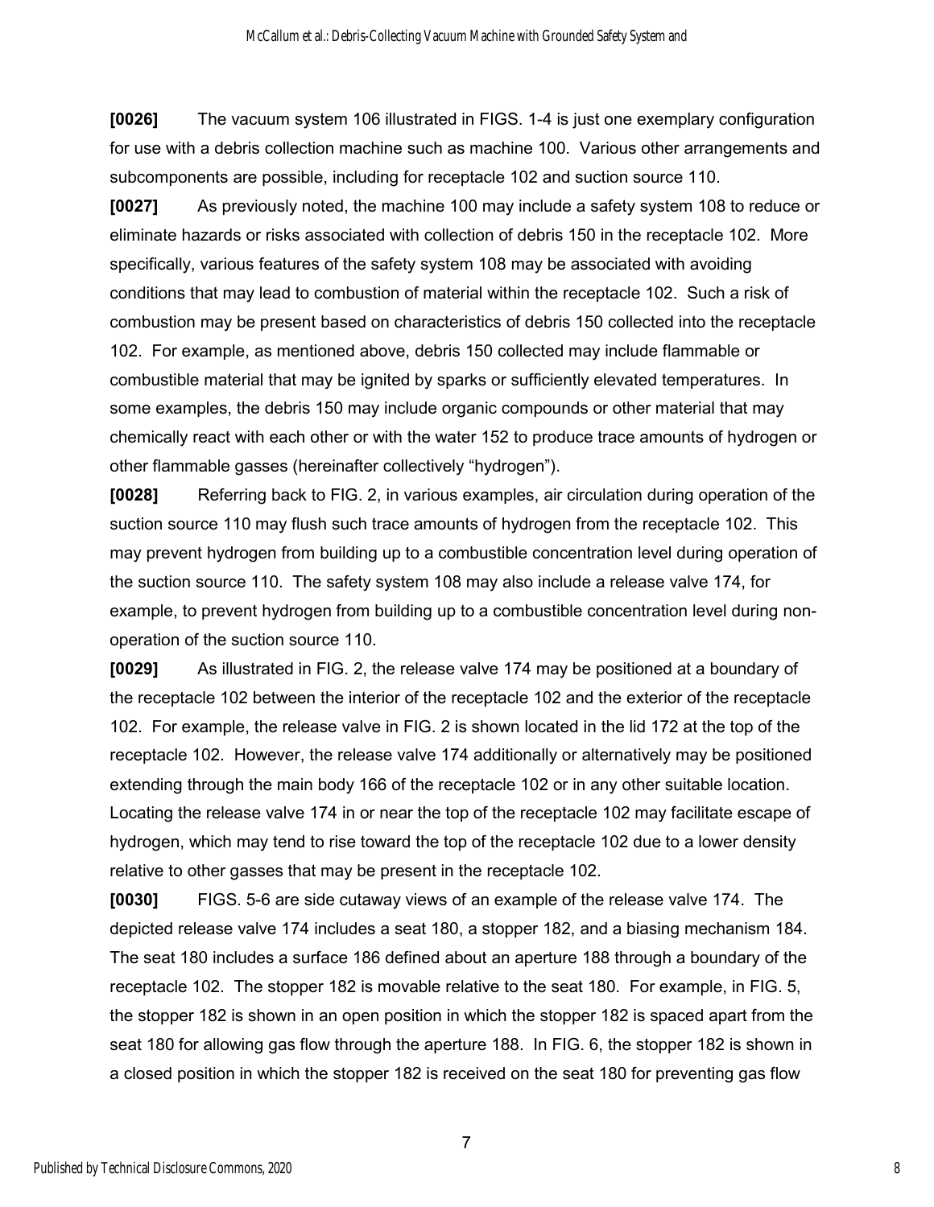**[0026]** The vacuum system 106 illustrated in FIGS. 1-4 is just one exemplary configuration for use with a debris collection machine such as machine 100. Various other arrangements and subcomponents are possible, including for receptacle 102 and suction source 110.

**[0027]** As previously noted, the machine 100 may include a safety system 108 to reduce or eliminate hazards or risks associated with collection of debris 150 in the receptacle 102. More specifically, various features of the safety system 108 may be associated with avoiding conditions that may lead to combustion of material within the receptacle 102. Such a risk of combustion may be present based on characteristics of debris 150 collected into the receptacle 102. For example, as mentioned above, debris 150 collected may include flammable or combustible material that may be ignited by sparks or sufficiently elevated temperatures. In some examples, the debris 150 may include organic compounds or other material that may chemically react with each other or with the water 152 to produce trace amounts of hydrogen or other flammable gasses (hereinafter collectively "hydrogen").

**[0028]** Referring back to FIG. 2, in various examples, air circulation during operation of the suction source 110 may flush such trace amounts of hydrogen from the receptacle 102. This may prevent hydrogen from building up to a combustible concentration level during operation of the suction source 110. The safety system 108 may also include a release valve 174, for example, to prevent hydrogen from building up to a combustible concentration level during non-operation of the suction source 110.

**[0029]** As illustrated in FIG. 2, the release valve 174 may be positioned at a boundary of the receptacle 102 between the interior of the receptacle 102 and the exterior of the receptacle 102. For example, the release valve in FIG. 2 is shown located in the lid 172 at the top of the receptacle 102. However, the release valve 174 additionally or alternatively may be positioned extending through the main body 166 of the receptacle 102 or in any other suitable location. Locating the release valve 174 in or near the top of the receptacle 102 may facilitate escape of hydrogen, which may tend to rise toward the top of the receptacle 102 due to a lower density relative to other gasses that may be present in the receptacle 102.

**[0030]** FIGS. 5-6 are side cutaway views of an example of the release valve 174. The depicted release valve 174 includes a seat 180, a stopper 182, and a biasing mechanism 184. The seat 180 includes a surface 186 defined about an aperture 188 through a boundary of the receptacle 102. The stopper 182 is movable relative to the seat 180. For example, in FIG. 5, the stopper 182 is shown in an open position in which the stopper 182 is spaced apart from the seat 180 for allowing gas flow through the aperture 188. In FIG. 6, the stopper 182 is shown in a closed position in which the stopper 182 is received on the seat 180 for preventing gas flow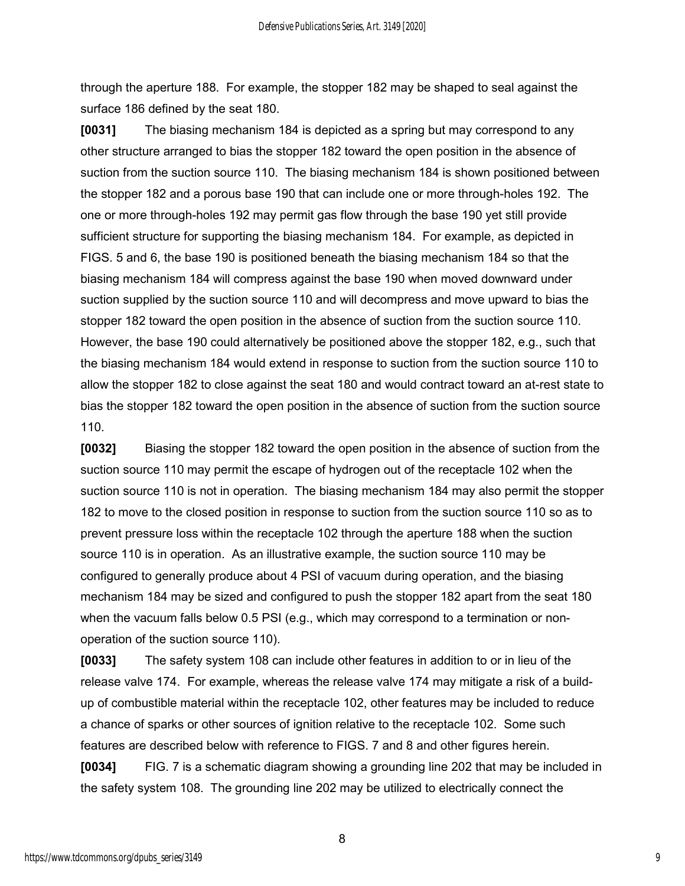through the aperture 188. For example, the stopper 182 may be shaped to seal against the surface 186 defined by the seat 180.

**[0031]** The biasing mechanism 184 is depicted as a spring but may correspond to any other structure arranged to bias the stopper 182 toward the open position in the absence of suction from the suction source 110. The biasing mechanism 184 is shown positioned between the stopper 182 and a porous base 190 that can include one or more through-holes 192. The one or more through-holes 192 may permit gas flow through the base 190 yet still provide sufficient structure for supporting the biasing mechanism 184. For example, as depicted in FIGS. 5 and 6, the base 190 is positioned beneath the biasing mechanism 184 so that the biasing mechanism 184 will compress against the base 190 when moved downward under suction supplied by the suction source 110 and will decompress and move upward to bias the stopper 182 toward the open position in the absence of suction from the suction source 110. However, the base 190 could alternatively be positioned above the stopper 182, e.g., such that the biasing mechanism 184 would extend in response to suction from the suction source 110 to allow the stopper 182 to close against the seat 180 and would contract toward an at-rest state to bias the stopper 182 toward the open position in the absence of suction from the suction source 110.

**[0032]** Biasing the stopper 182 toward the open position in the absence of suction from the suction source 110 may permit the escape of hydrogen out of the receptacle 102 when the suction source 110 is not in operation. The biasing mechanism 184 may also permit the stopper 182 to move to the closed position in response to suction from the suction source 110 so as to prevent pressure loss within the receptacle 102 through the aperture 188 when the suction source 110 is in operation. As an illustrative example, the suction source 110 may be configured to generally produce about 4 PSI of vacuum during operation, and the biasing mechanism 184 may be sized and configured to push the stopper 182 apart from the seat 180 when the vacuum falls below 0.5 PSI (e.g., which may correspond to a termination or non-operation of the suction source 110).

**[0033]** The safety system 108 can include other features in addition to or in lieu of the release valve 174. For example, whereas the release valve 174 may mitigate a risk of a build-up of combustible material within the receptacle 102, other features may be included to reduce a chance of sparks or other sources of ignition relative to the receptacle 102. Some such features are described below with reference to FIGS. 7 and 8 and other figures herein.

**[0034]** FIG. 7 is a schematic diagram showing a grounding line 202 that may be included in the safety system 108. The grounding line 202 may be utilized to electrically connect the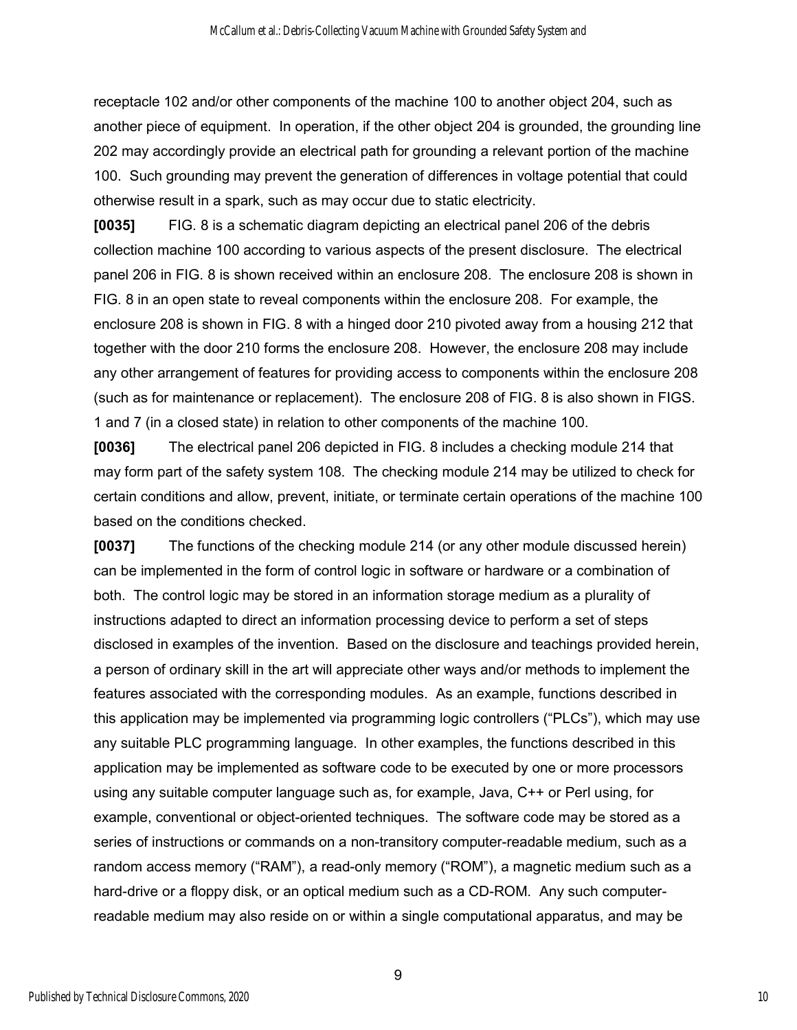receptacle 102 and/or other components of the machine 100 to another object 204, such as another piece of equipment. In operation, if the other object 204 is grounded, the grounding line 202 may accordingly provide an electrical path for grounding a relevant portion of the machine 100. Such grounding may prevent the generation of differences in voltage potential that could otherwise result in a spark, such as may occur due to static electricity.

**[0035]** FIG. 8 is a schematic diagram depicting an electrical panel 206 of the debris collection machine 100 according to various aspects of the present disclosure. The electrical panel 206 in FIG. 8 is shown received within an enclosure 208. The enclosure 208 is shown in FIG. 8 in an open state to reveal components within the enclosure 208. For example, the enclosure 208 is shown in FIG. 8 with a hinged door 210 pivoted away from a housing 212 that together with the door 210 forms the enclosure 208. However, the enclosure 208 may include any other arrangement of features for providing access to components within the enclosure 208 (such as for maintenance or replacement). The enclosure 208 of FIG. 8 is also shown in FIGS. 1 and 7 (in a closed state) in relation to other components of the machine 100.

**[0036]** The electrical panel 206 depicted in FIG. 8 includes a checking module 214 that may form part of the safety system 108. The checking module 214 may be utilized to check for certain conditions and allow, prevent, initiate, or terminate certain operations of the machine 100 based on the conditions checked.

**[0037]** The functions of the checking module 214 (or any other module discussed herein) can be implemented in the form of control logic in software or hardware or a combination of both. The control logic may be stored in an information storage medium as a plurality of instructions adapted to direct an information processing device to perform a set of steps disclosed in examples of the invention. Based on the disclosure and teachings provided herein, a person of ordinary skill in the art will appreciate other ways and/or methods to implement the features associated with the corresponding modules. As an example, functions described in this application may be implemented via programming logic controllers ("PLCs"), which may use any suitable PLC programming language. In other examples, the functions described in this application may be implemented as software code to be executed by one or more processors using any suitable computer language such as, for example, Java, C++ or Perl using, for example, conventional or object-oriented techniques. The software code may be stored as a series of instructions or commands on a non-transitory computer-readable medium, such as a random access memory ("RAM"), a read-only memory ("ROM"), a magnetic medium such as a hard-drive or a floppy disk, or an optical medium such as a CD-ROM. Any such computer-readable medium may also reside on or within a single computational apparatus, and may be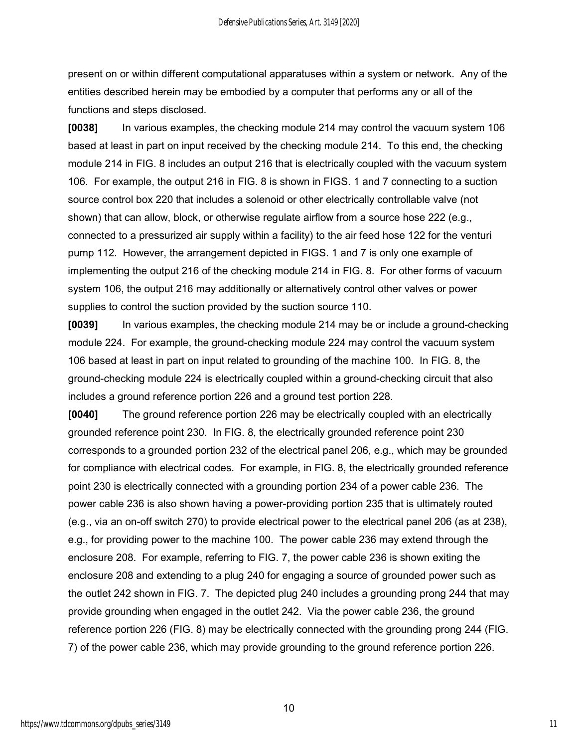present on or within different computational apparatuses within a system or network. Any of the entities described herein may be embodied by a computer that performs any or all of the functions and steps disclosed.

**[0038]** In various examples, the checking module 214 may control the vacuum system 106 based at least in part on input received by the checking module 214. To this end, the checking module 214 in FIG. 8 includes an output 216 that is electrically coupled with the vacuum system 106. For example, the output 216 in FIG. 8 is shown in FIGS. 1 and 7 connecting to a suction source control box 220 that includes a solenoid or other electrically controllable valve (not shown) that can allow, block, or otherwise regulate airflow from a source hose 222 (e.g., connected to a pressurized air supply within a facility) to the air feed hose 122 for the venturi pump 112. However, the arrangement depicted in FIGS. 1 and 7 is only one example of implementing the output 216 of the checking module 214 in FIG. 8. For other forms of vacuum system 106, the output 216 may additionally or alternatively control other valves or power supplies to control the suction provided by the suction source 110.

**[0039]** In various examples, the checking module 214 may be or include a ground-checking module 224. For example, the ground-checking module 224 may control the vacuum system 106 based at least in part on input related to grounding of the machine 100. In FIG. 8, the ground-checking module 224 is electrically coupled within a ground-checking circuit that also includes a ground reference portion 226 and a ground test portion 228.

**[0040]** The ground reference portion 226 may be electrically coupled with an electrically grounded reference point 230. In FIG. 8, the electrically grounded reference point 230 corresponds to a grounded portion 232 of the electrical panel 206, e.g., which may be grounded for compliance with electrical codes. For example, in FIG. 8, the electrically grounded reference point 230 is electrically connected with a grounding portion 234 of a power cable 236. The power cable 236 is also shown having a power-providing portion 235 that is ultimately routed (e.g., via an on-off switch 270) to provide electrical power to the electrical panel 206 (as at 238), e.g., for providing power to the machine 100. The power cable 236 may extend through the enclosure 208. For example, referring to FIG. 7, the power cable 236 is shown exiting the enclosure 208 and extending to a plug 240 for engaging a source of grounded power such as the outlet 242 shown in FIG. 7. The depicted plug 240 includes a grounding prong 244 that may provide grounding when engaged in the outlet 242. Via the power cable 236, the ground reference portion 226 (FIG. 8) may be electrically connected with the grounding prong 244 (FIG. 7) of the power cable 236, which may provide grounding to the ground reference portion 226.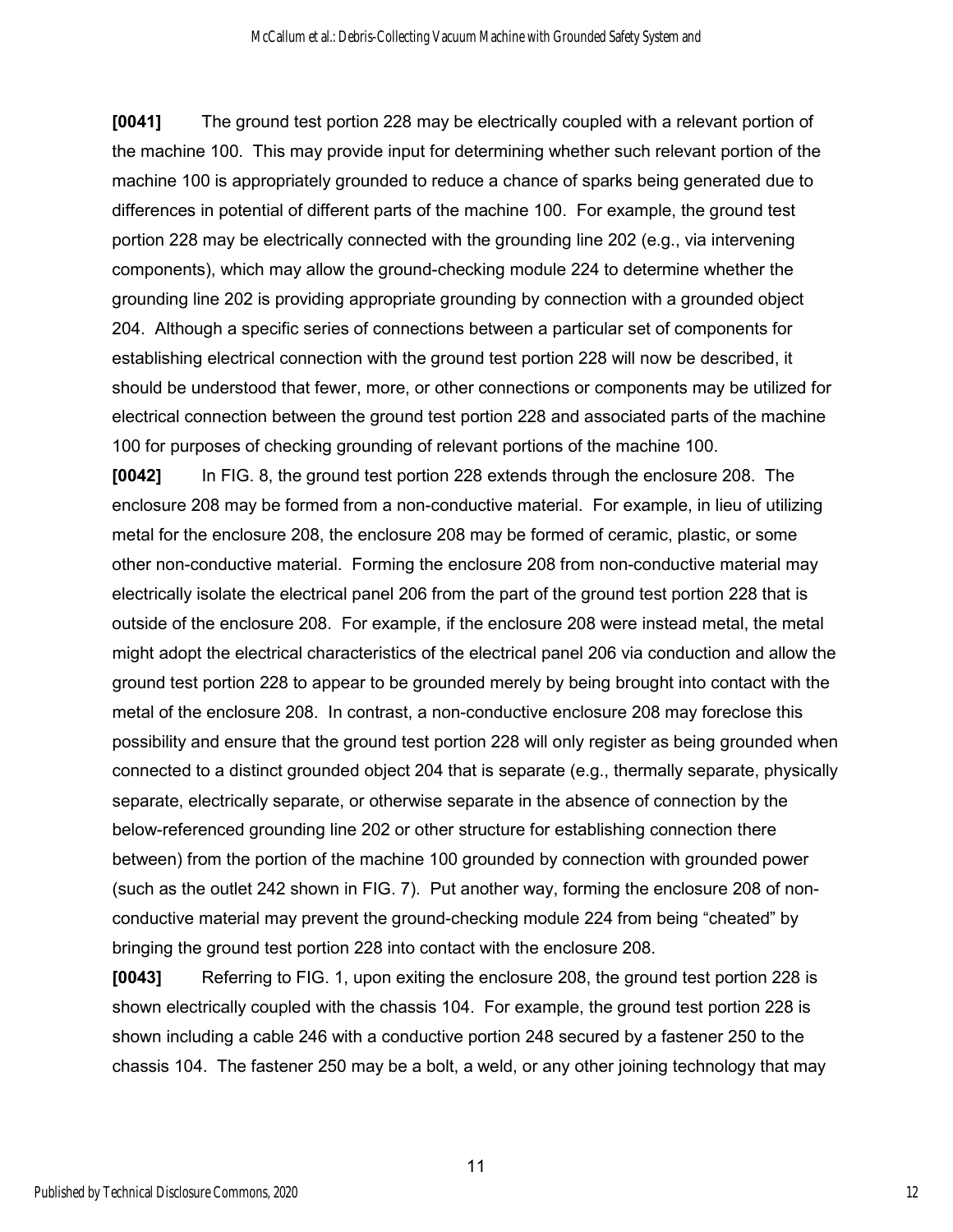**[0041]** The ground test portion 228 may be electrically coupled with a relevant portion of the machine 100. This may provide input for determining whether such relevant portion of the machine 100 is appropriately grounded to reduce a chance of sparks being generated due to differences in potential of different parts of the machine 100. For example, the ground test portion 228 may be electrically connected with the grounding line 202 (e.g., via intervening components), which may allow the ground-checking module 224 to determine whether the grounding line 202 is providing appropriate grounding by connection with a grounded object 204. Although a specific series of connections between a particular set of components for establishing electrical connection with the ground test portion 228 will now be described, it should be understood that fewer, more, or other connections or components may be utilized for electrical connection between the ground test portion 228 and associated parts of the machine 100 for purposes of checking grounding of relevant portions of the machine 100.

**[0042]** In FIG. 8, the ground test portion 228 extends through the enclosure 208. The enclosure 208 may be formed from a non-conductive material. For example, in lieu of utilizing metal for the enclosure 208, the enclosure 208 may be formed of ceramic, plastic, or some other non-conductive material. Forming the enclosure 208 from non-conductive material may electrically isolate the electrical panel 206 from the part of the ground test portion 228 that is outside of the enclosure 208. For example, if the enclosure 208 were instead metal, the metal might adopt the electrical characteristics of the electrical panel 206 via conduction and allow the ground test portion 228 to appear to be grounded merely by being brought into contact with the metal of the enclosure 208. In contrast, a non-conductive enclosure 208 may foreclose this possibility and ensure that the ground test portion 228 will only register as being grounded when connected to a distinct grounded object 204 that is separate (e.g., thermally separate, physically separate, electrically separate, or otherwise separate in the absence of connection by the below-referenced grounding line 202 or other structure for establishing connection there between) from the portion of the machine 100 grounded by connection with grounded power (such as the outlet 242 shown in FIG. 7). Put another way, forming the enclosure 208 of non-conductive material may prevent the ground-checking module 224 from being "cheated" by bringing the ground test portion 228 into contact with the enclosure 208.

**[0043]** Referring to FIG. 1, upon exiting the enclosure 208, the ground test portion 228 is shown electrically coupled with the chassis 104. For example, the ground test portion 228 is shown including a cable 246 with a conductive portion 248 secured by a fastener 250 to the chassis 104. The fastener 250 may be a bolt, a weld, or any other joining technology that may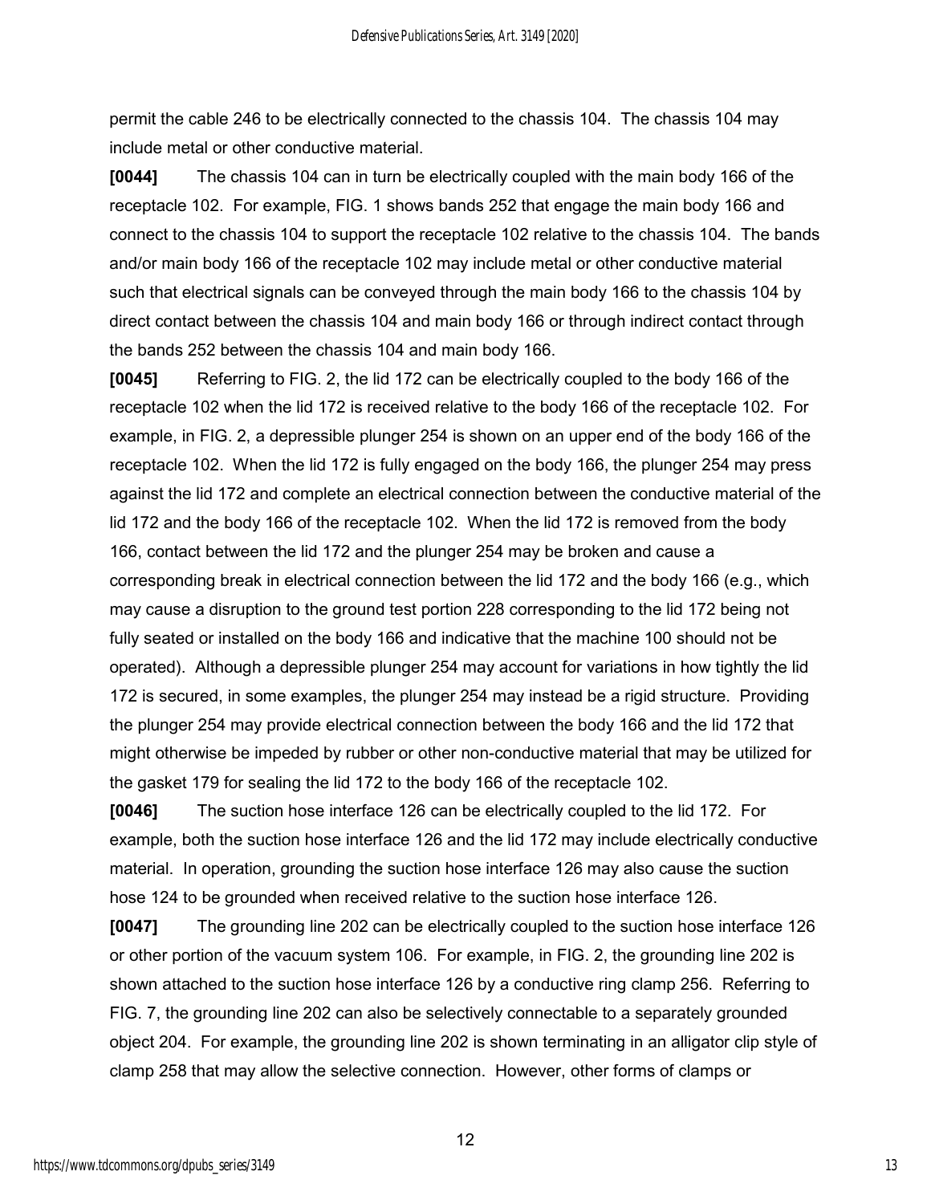permit the cable 246 to be electrically connected to the chassis 104. The chassis 104 may include metal or other conductive material.

**[0044]** The chassis 104 can in turn be electrically coupled with the main body 166 of the receptacle 102. For example, FIG. 1 shows bands 252 that engage the main body 166 and connect to the chassis 104 to support the receptacle 102 relative to the chassis 104. The bands and/or main body 166 of the receptacle 102 may include metal or other conductive material such that electrical signals can be conveyed through the main body 166 to the chassis 104 by direct contact between the chassis 104 and main body 166 or through indirect contact through the bands 252 between the chassis 104 and main body 166.

**[0045]** Referring to FIG. 2, the lid 172 can be electrically coupled to the body 166 of the receptacle 102 when the lid 172 is received relative to the body 166 of the receptacle 102. For example, in FIG. 2, a depressible plunger 254 is shown on an upper end of the body 166 of the receptacle 102. When the lid 172 is fully engaged on the body 166, the plunger 254 may press against the lid 172 and complete an electrical connection between the conductive material of the lid 172 and the body 166 of the receptacle 102. When the lid 172 is removed from the body 166, contact between the lid 172 and the plunger 254 may be broken and cause a corresponding break in electrical connection between the lid 172 and the body 166 (e.g., which may cause a disruption to the ground test portion 228 corresponding to the lid 172 being not fully seated or installed on the body 166 and indicative that the machine 100 should not be operated). Although a depressible plunger 254 may account for variations in how tightly the lid 172 is secured, in some examples, the plunger 254 may instead be a rigid structure. Providing the plunger 254 may provide electrical connection between the body 166 and the lid 172 that might otherwise be impeded by rubber or other non-conductive material that may be utilized for the gasket 179 for sealing the lid 172 to the body 166 of the receptacle 102.

**[0046]** The suction hose interface 126 can be electrically coupled to the lid 172. For example, both the suction hose interface 126 and the lid 172 may include electrically conductive material. In operation, grounding the suction hose interface 126 may also cause the suction hose 124 to be grounded when received relative to the suction hose interface 126.

**[0047]** The grounding line 202 can be electrically coupled to the suction hose interface 126 or other portion of the vacuum system 106. For example, in FIG. 2, the grounding line 202 is shown attached to the suction hose interface 126 by a conductive ring clamp 256. Referring to FIG. 7, the grounding line 202 can also be selectively connectable to a separately grounded object 204. For example, the grounding line 202 is shown terminating in an alligator clip style of clamp 258 that may allow the selective connection. However, other forms of clamps or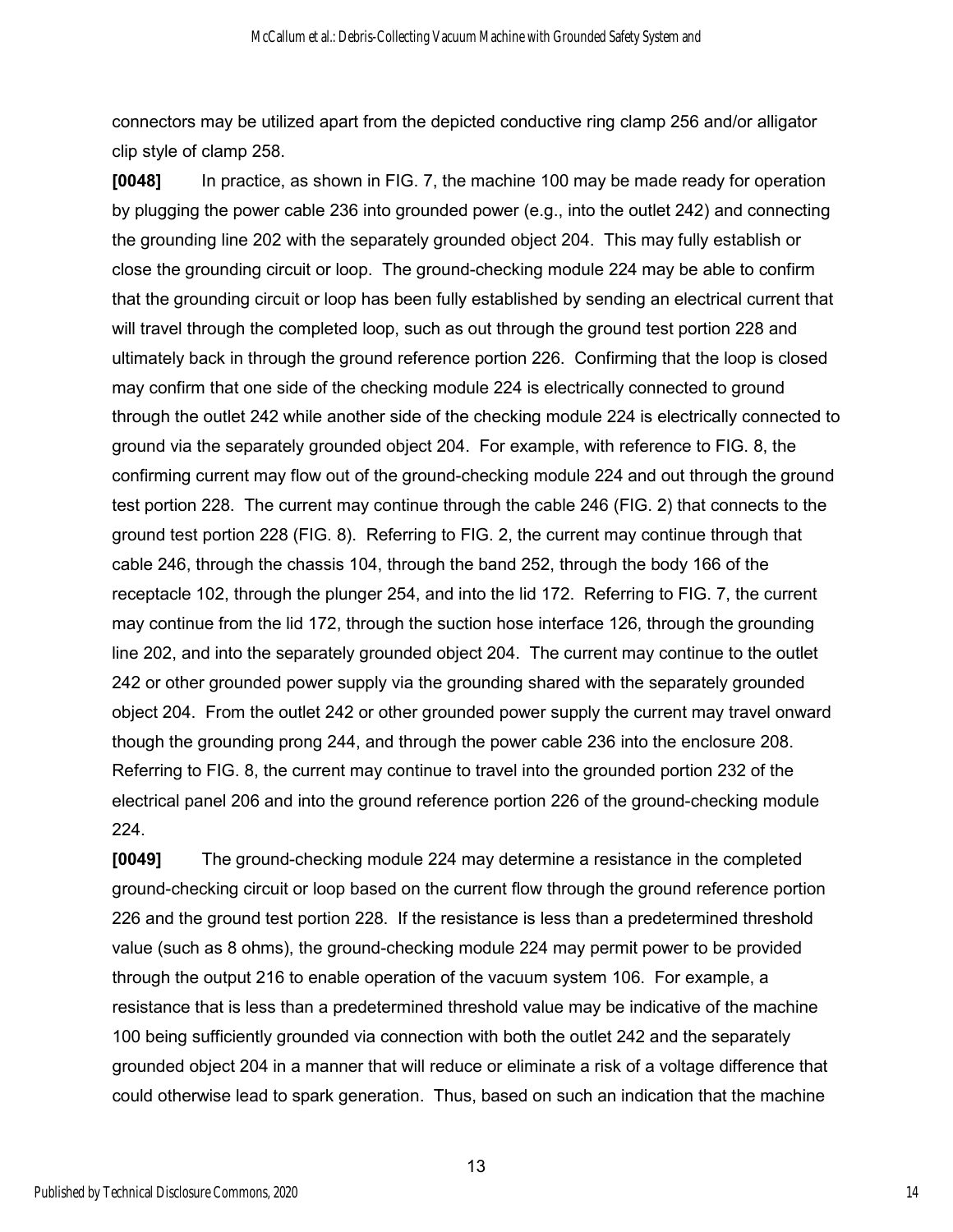connectors may be utilized apart from the depicted conductive ring clamp 256 and/or alligator clip style of clamp 258.

**[0048]** In practice, as shown in FIG. 7, the machine 100 may be made ready for operation by plugging the power cable 236 into grounded power (e.g., into the outlet 242) and connecting the grounding line 202 with the separately grounded object 204. This may fully establish or close the grounding circuit or loop. The ground-checking module 224 may be able to confirm that the grounding circuit or loop has been fully established by sending an electrical current that will travel through the completed loop, such as out through the ground test portion 228 and ultimately back in through the ground reference portion 226. Confirming that the loop is closed may confirm that one side of the checking module 224 is electrically connected to ground through the outlet 242 while another side of the checking module 224 is electrically connected to ground via the separately grounded object 204. For example, with reference to FIG. 8, the confirming current may flow out of the ground-checking module 224 and out through the ground test portion 228. The current may continue through the cable 246 (FIG. 2) that connects to the ground test portion 228 (FIG. 8). Referring to FIG. 2, the current may continue through that cable 246, through the chassis 104, through the band 252, through the body 166 of the receptacle 102, through the plunger 254, and into the lid 172. Referring to FIG. 7, the current may continue from the lid 172, through the suction hose interface 126, through the grounding line 202, and into the separately grounded object 204. The current may continue to the outlet 242 or other grounded power supply via the grounding shared with the separately grounded object 204. From the outlet 242 or other grounded power supply the current may travel onward though the grounding prong 244, and through the power cable 236 into the enclosure 208. Referring to FIG. 8, the current may continue to travel into the grounded portion 232 of the electrical panel 206 and into the ground reference portion 226 of the ground-checking module 224.

**[0049]** The ground-checking module 224 may determine a resistance in the completed ground-checking circuit or loop based on the current flow through the ground reference portion 226 and the ground test portion 228. If the resistance is less than a predetermined threshold value (such as 8 ohms), the ground-checking module 224 may permit power to be provided through the output 216 to enable operation of the vacuum system 106. For example, a resistance that is less than a predetermined threshold value may be indicative of the machine 100 being sufficiently grounded via connection with both the outlet 242 and the separately grounded object 204 in a manner that will reduce or eliminate a risk of a voltage difference that could otherwise lead to spark generation. Thus, based on such an indication that the machine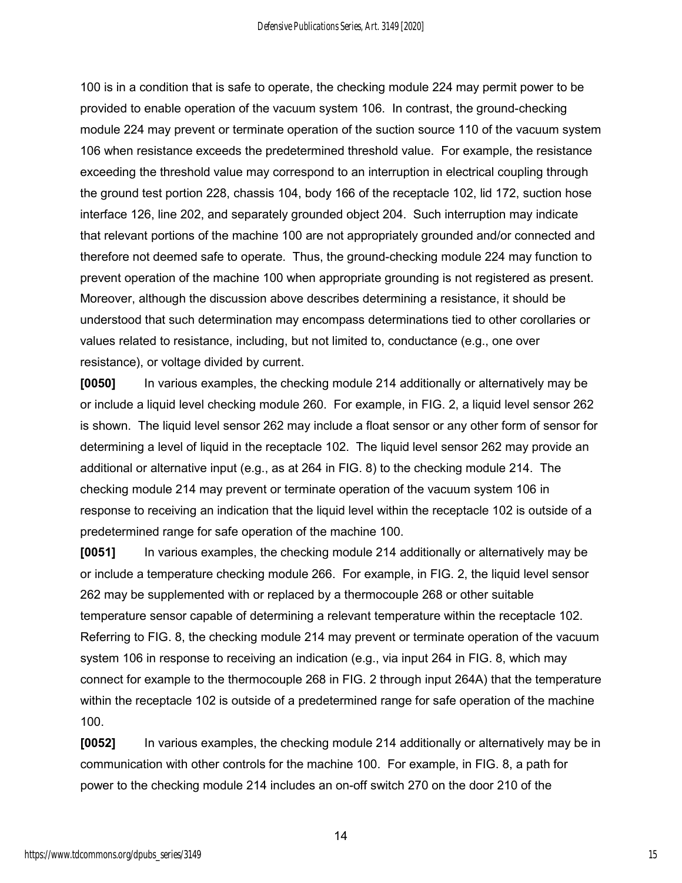100 is in a condition that is safe to operate, the checking module 224 may permit power to be provided to enable operation of the vacuum system 106. In contrast, the ground-checking module 224 may prevent or terminate operation of the suction source 110 of the vacuum system 106 when resistance exceeds the predetermined threshold value. For example, the resistance exceeding the threshold value may correspond to an interruption in electrical coupling through the ground test portion 228, chassis 104, body 166 of the receptacle 102, lid 172, suction hose interface 126, line 202, and separately grounded object 204. Such interruption may indicate that relevant portions of the machine 100 are not appropriately grounded and/or connected and therefore not deemed safe to operate. Thus, the ground-checking module 224 may function to prevent operation of the machine 100 when appropriate grounding is not registered as present. Moreover, although the discussion above describes determining a resistance, it should be understood that such determination may encompass determinations tied to other corollaries or values related to resistance, including, but not limited to, conductance (e.g., one over resistance), or voltage divided by current.

**[0050]** In various examples, the checking module 214 additionally or alternatively may be or include a liquid level checking module 260. For example, in FIG. 2, a liquid level sensor 262 is shown. The liquid level sensor 262 may include a float sensor or any other form of sensor for determining a level of liquid in the receptacle 102. The liquid level sensor 262 may provide an additional or alternative input (e.g., as at 264 in FIG. 8) to the checking module 214. The checking module 214 may prevent or terminate operation of the vacuum system 106 in response to receiving an indication that the liquid level within the receptacle 102 is outside of a predetermined range for safe operation of the machine 100.

**[0051]** In various examples, the checking module 214 additionally or alternatively may be or include a temperature checking module 266. For example, in FIG. 2, the liquid level sensor 262 may be supplemented with or replaced by a thermocouple 268 or other suitable temperature sensor capable of determining a relevant temperature within the receptacle 102. Referring to FIG. 8, the checking module 214 may prevent or terminate operation of the vacuum system 106 in response to receiving an indication (e.g., via input 264 in FIG. 8, which may connect for example to the thermocouple 268 in FIG. 2 through input 264A) that the temperature within the receptacle 102 is outside of a predetermined range for safe operation of the machine 100.

**[0052]** In various examples, the checking module 214 additionally or alternatively may be in communication with other controls for the machine 100. For example, in FIG. 8, a path for power to the checking module 214 includes an on-off switch 270 on the door 210 of the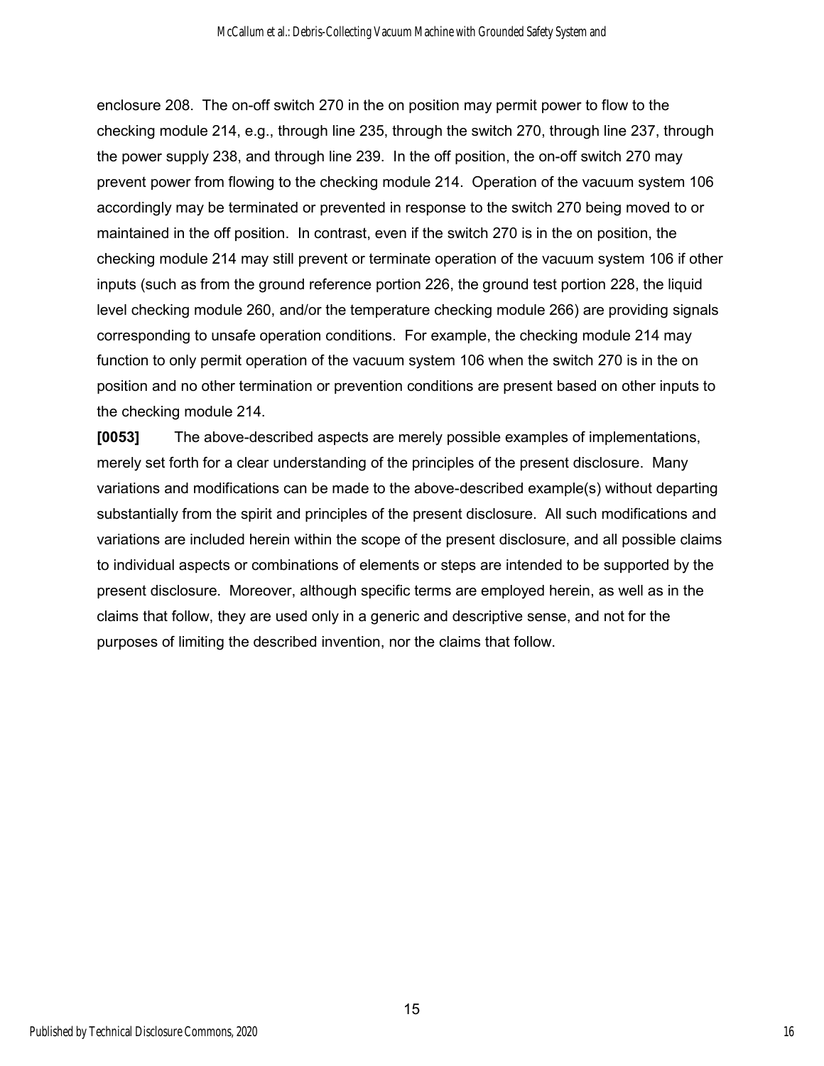enclosure 208. The on-off switch 270 in the on position may permit power to flow to the checking module 214, e.g., through line 235, through the switch 270, through line 237, through the power supply 238, and through line 239. In the off position, the on-off switch 270 may prevent power from flowing to the checking module 214. Operation of the vacuum system 106 accordingly may be terminated or prevented in response to the switch 270 being moved to or maintained in the off position. In contrast, even if the switch 270 is in the on position, the checking module 214 may still prevent or terminate operation of the vacuum system 106 if other inputs (such as from the ground reference portion 226, the ground test portion 228, the liquid level checking module 260, and/or the temperature checking module 266) are providing signals corresponding to unsafe operation conditions. For example, the checking module 214 may function to only permit operation of the vacuum system 106 when the switch 270 is in the on position and no other termination or prevention conditions are present based on other inputs to the checking module 214.

**[0053]** The above-described aspects are merely possible examples of implementations, merely set forth for a clear understanding of the principles of the present disclosure. Many variations and modifications can be made to the above-described example(s) without departing substantially from the spirit and principles of the present disclosure. All such modifications and variations are included herein within the scope of the present disclosure, and all possible claims to individual aspects or combinations of elements or steps are intended to be supported by the present disclosure. Moreover, although specific terms are employed herein, as well as in the claims that follow, they are used only in a generic and descriptive sense, and not for the purposes of limiting the described invention, nor the claims that follow.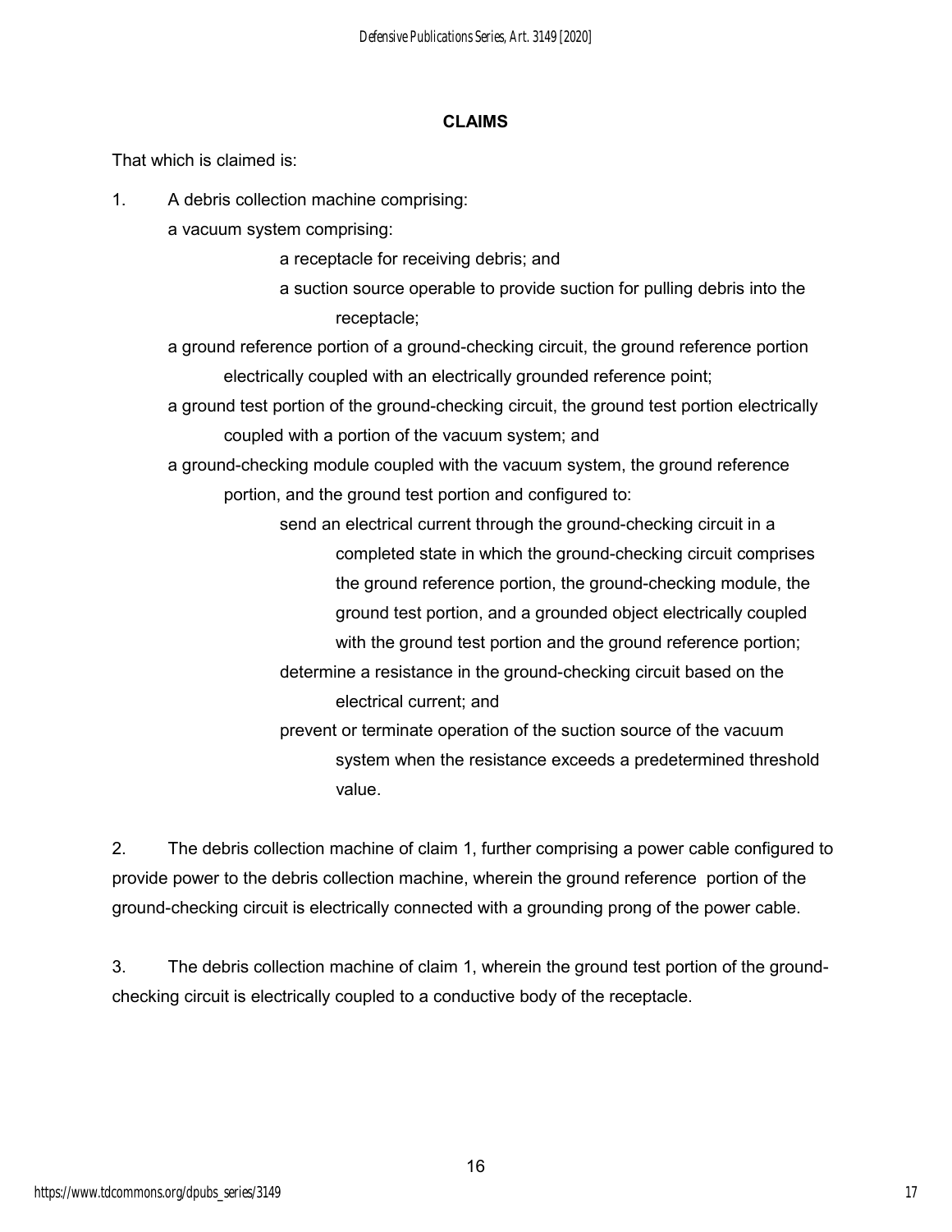## CLAIMS

That which is claimed is:

1. A debris collection machine comprising:

   a vacuum system comprising:

   a receptacle for receiving debris; and

   a suction source operable to provide suction for pulling debris into the receptacle;

   a ground reference portion of a ground-checking circuit, the ground reference portion electrically coupled with an electrically grounded reference point;

   a ground test portion of the ground-checking circuit, the ground test portion electrically coupled with a portion of the vacuum system; and

   a ground-checking module coupled with the vacuum system, the ground reference portion, and the ground test portion and configured to:

   send an electrical current through the ground-checking circuit in a completed state in which the ground-checking circuit comprises the ground reference portion, the ground-checking module, the ground test portion, and a grounded object electrically coupled with the ground test portion and the ground reference portion;

   determine a resistance in the ground-checking circuit based on the electrical current; and

   prevent or terminate operation of the suction source of the vacuum system when the resistance exceeds a predetermined threshold value.

2. The debris collection machine of claim 1, further comprising a power cable configured to provide power to the debris collection machine, wherein the ground reference portion of the ground-checking circuit is electrically connected with a grounding prong of the power cable.

3. The debris collection machine of claim 1, wherein the ground test portion of the ground-checking circuit is electrically coupled to a conductive body of the receptacle.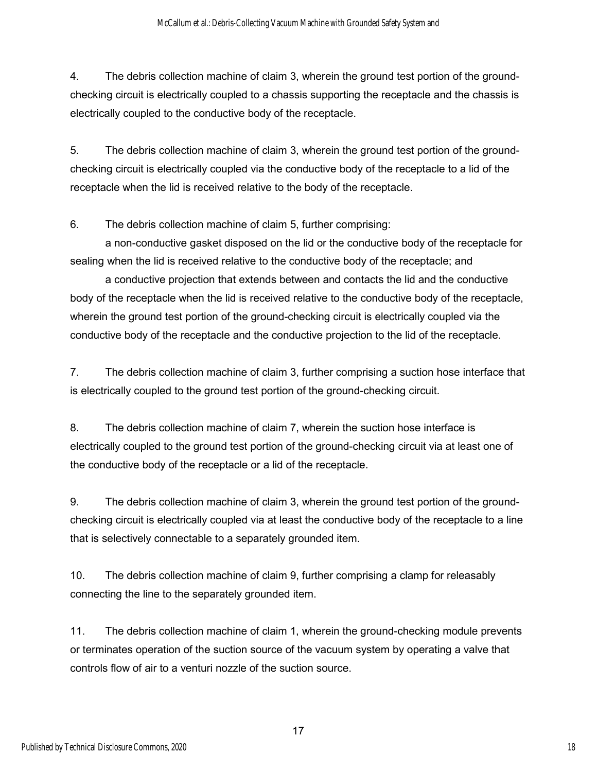4. The debris collection machine of claim 3, wherein the ground test portion of the ground-checking circuit is electrically coupled to a chassis supporting the receptacle and the chassis is electrically coupled to the conductive body of the receptacle.

5. The debris collection machine of claim 3, wherein the ground test portion of the ground-checking circuit is electrically coupled via the conductive body of the receptacle to a lid of the receptacle when the lid is received relative to the body of the receptacle.

6. The debris collection machine of claim 5, further comprising:

a non-conductive gasket disposed on the lid or the conductive body of the receptacle for sealing when the lid is received relative to the conductive body of the receptacle; and

a conductive projection that extends between and contacts the lid and the conductive body of the receptacle when the lid is received relative to the conductive body of the receptacle, wherein the ground test portion of the ground-checking circuit is electrically coupled via the conductive body of the receptacle and the conductive projection to the lid of the receptacle.

7. The debris collection machine of claim 3, further comprising a suction hose interface that is electrically coupled to the ground test portion of the ground-checking circuit.

8. The debris collection machine of claim 7, wherein the suction hose interface is electrically coupled to the ground test portion of the ground-checking circuit via at least one of the conductive body of the receptacle or a lid of the receptacle.

9. The debris collection machine of claim 3, wherein the ground test portion of the ground-checking circuit is electrically coupled via at least the conductive body of the receptacle to a line that is selectively connectable to a separately grounded item.

10. The debris collection machine of claim 9, further comprising a clamp for releasably connecting the line to the separately grounded item.

11. The debris collection machine of claim 1, wherein the ground-checking module prevents or terminates operation of the suction source of the vacuum system by operating a valve that controls flow of air to a venturi nozzle of the suction source.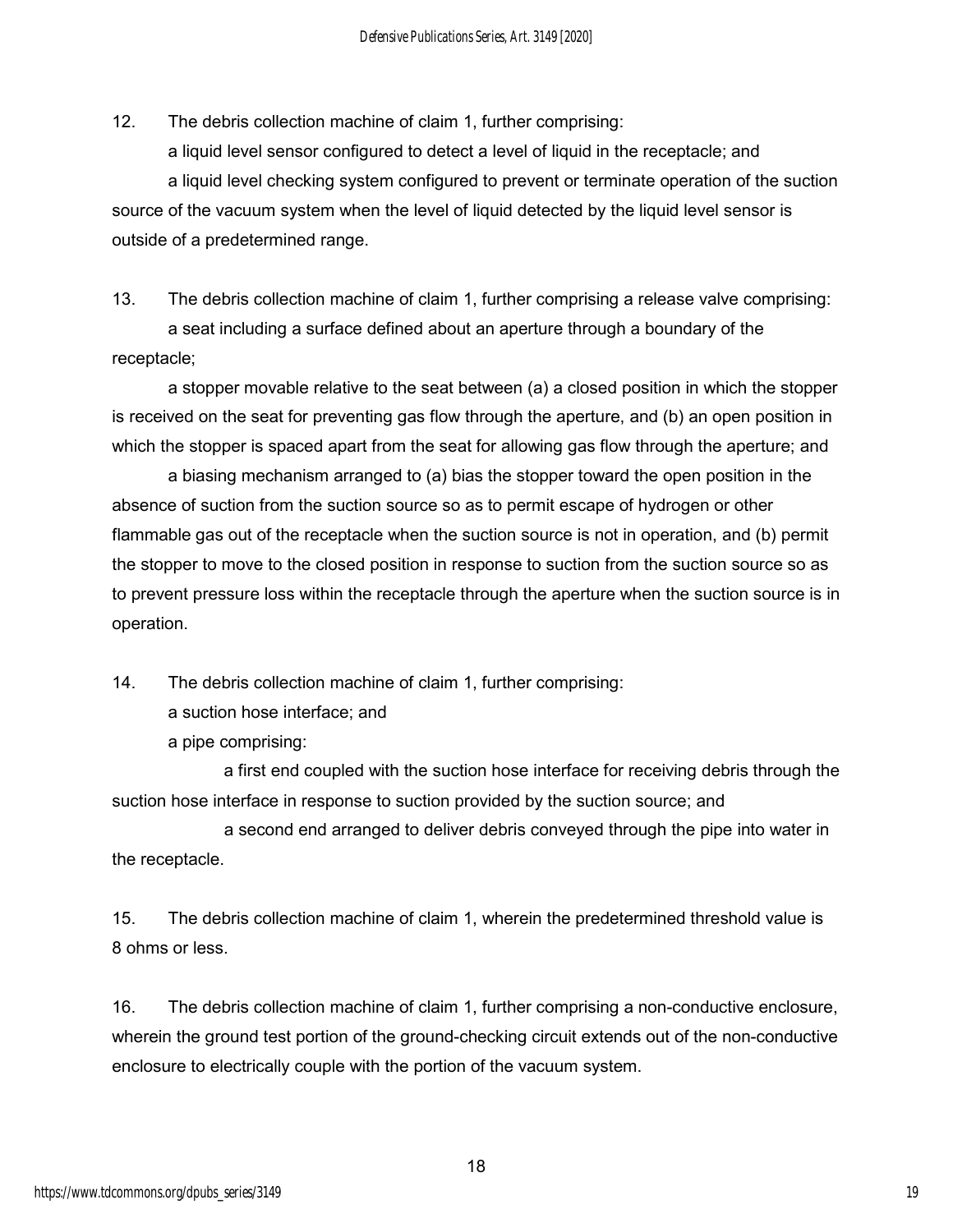12. The debris collection machine of claim 1, further comprising:

    a liquid level sensor configured to detect a level of liquid in the receptacle; and

    a liquid level checking system configured to prevent or terminate operation of the suction source of the vacuum system when the level of liquid detected by the liquid level sensor is outside of a predetermined range.

13. The debris collection machine of claim 1, further comprising a release valve comprising:

    a seat including a surface defined about an aperture through a boundary of the receptacle;

    a stopper movable relative to the seat between (a) a closed position in which the stopper is received on the seat for preventing gas flow through the aperture, and (b) an open position in which the stopper is spaced apart from the seat for allowing gas flow through the aperture; and

    a biasing mechanism arranged to (a) bias the stopper toward the open position in the absence of suction from the suction source so as to permit escape of hydrogen or other flammable gas out of the receptacle when the suction source is not in operation, and (b) permit the stopper to move to the closed position in response to suction from the suction source so as to prevent pressure loss within the receptacle through the aperture when the suction source is in operation.

14. The debris collection machine of claim 1, further comprising:

    a suction hose interface; and

    a pipe comprising:

        a first end coupled with the suction hose interface for receiving debris through the suction hose interface in response to suction provided by the suction source; and

        a second end arranged to deliver debris conveyed through the pipe into water in the receptacle.

15. The debris collection machine of claim 1, wherein the predetermined threshold value is 8 ohms or less.

16. The debris collection machine of claim 1, further comprising a non-conductive enclosure, wherein the ground test portion of the ground-checking circuit extends out of the non-conductive enclosure to electrically couple with the portion of the vacuum system.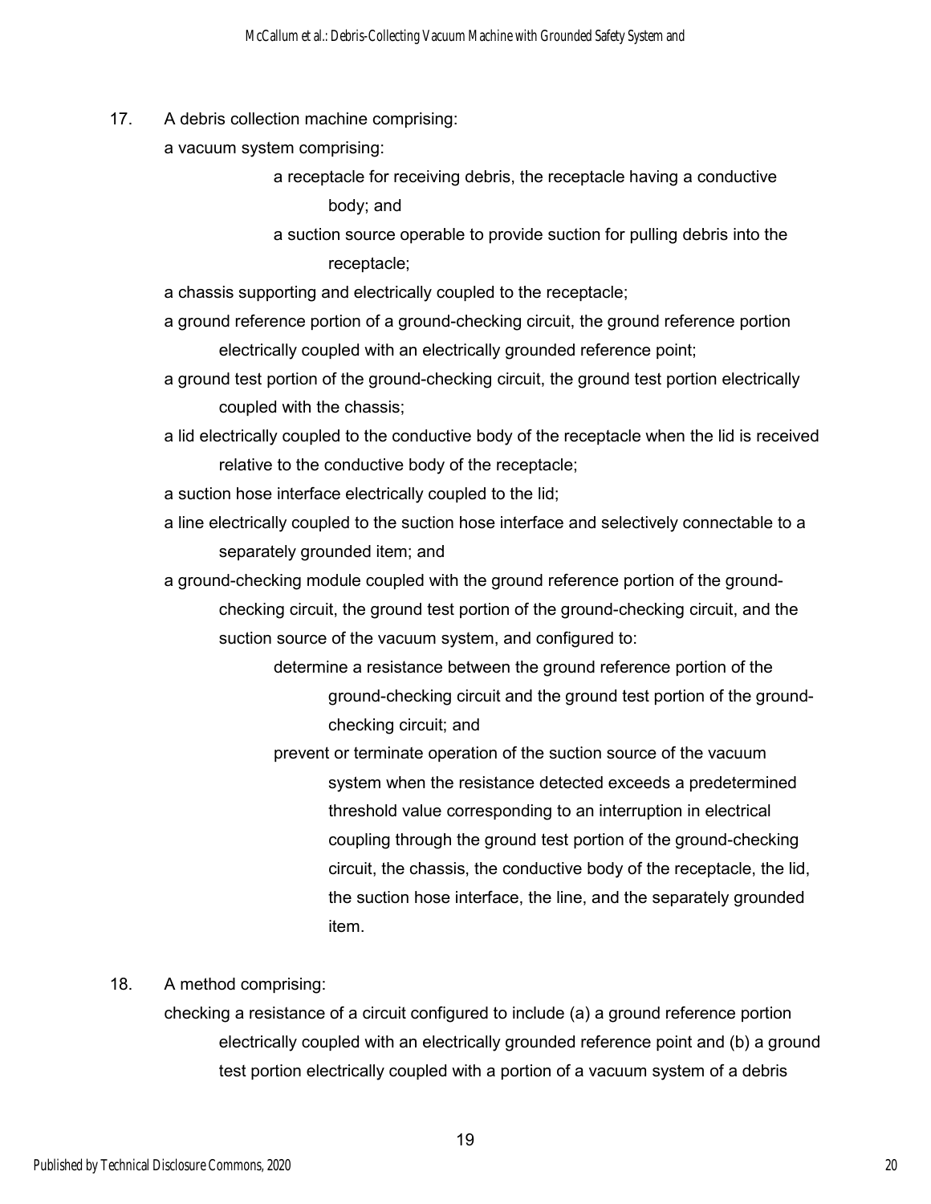17. A debris collection machine comprising:

a vacuum system comprising:

a receptacle for receiving debris, the receptacle having a conductive body; and

a suction source operable to provide suction for pulling debris into the receptacle;

a chassis supporting and electrically coupled to the receptacle;

a ground reference portion of a ground-checking circuit, the ground reference portion electrically coupled with an electrically grounded reference point;

a ground test portion of the ground-checking circuit, the ground test portion electrically coupled with the chassis;

a lid electrically coupled to the conductive body of the receptacle when the lid is received relative to the conductive body of the receptacle;

a suction hose interface electrically coupled to the lid;

a line electrically coupled to the suction hose interface and selectively connectable to a separately grounded item; and

a ground-checking module coupled with the ground reference portion of the ground-checking circuit, the ground test portion of the ground-checking circuit, and the suction source of the vacuum system, and configured to:

determine a resistance between the ground reference portion of the ground-checking circuit and the ground test portion of the ground-checking circuit; and

prevent or terminate operation of the suction source of the vacuum system when the resistance detected exceeds a predetermined threshold value corresponding to an interruption in electrical coupling through the ground test portion of the ground-checking circuit, the chassis, the conductive body of the receptacle, the lid, the suction hose interface, the line, and the separately grounded item.

18. A method comprising:

checking a resistance of a circuit configured to include (a) a ground reference portion electrically coupled with an electrically grounded reference point and (b) a ground test portion electrically coupled with a portion of a vacuum system of a debris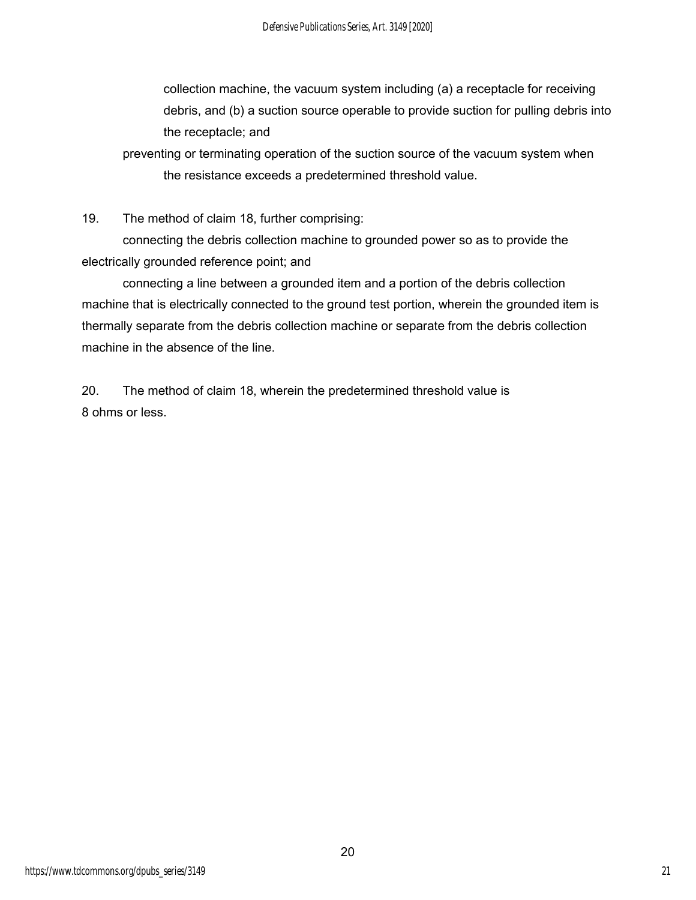collection machine, the vacuum system including (a) a receptacle for receiving debris, and (b) a suction source operable to provide suction for pulling debris into the receptacle; and

preventing or terminating operation of the suction source of the vacuum system when the resistance exceeds a predetermined threshold value.

19. The method of claim 18, further comprising:

connecting the debris collection machine to grounded power so as to provide the electrically grounded reference point; and

connecting a line between a grounded item and a portion of the debris collection machine that is electrically connected to the ground test portion, wherein the grounded item is thermally separate from the debris collection machine or separate from the debris collection machine in the absence of the line.

20. The method of claim 18, wherein the predetermined threshold value is 8 ohms or less.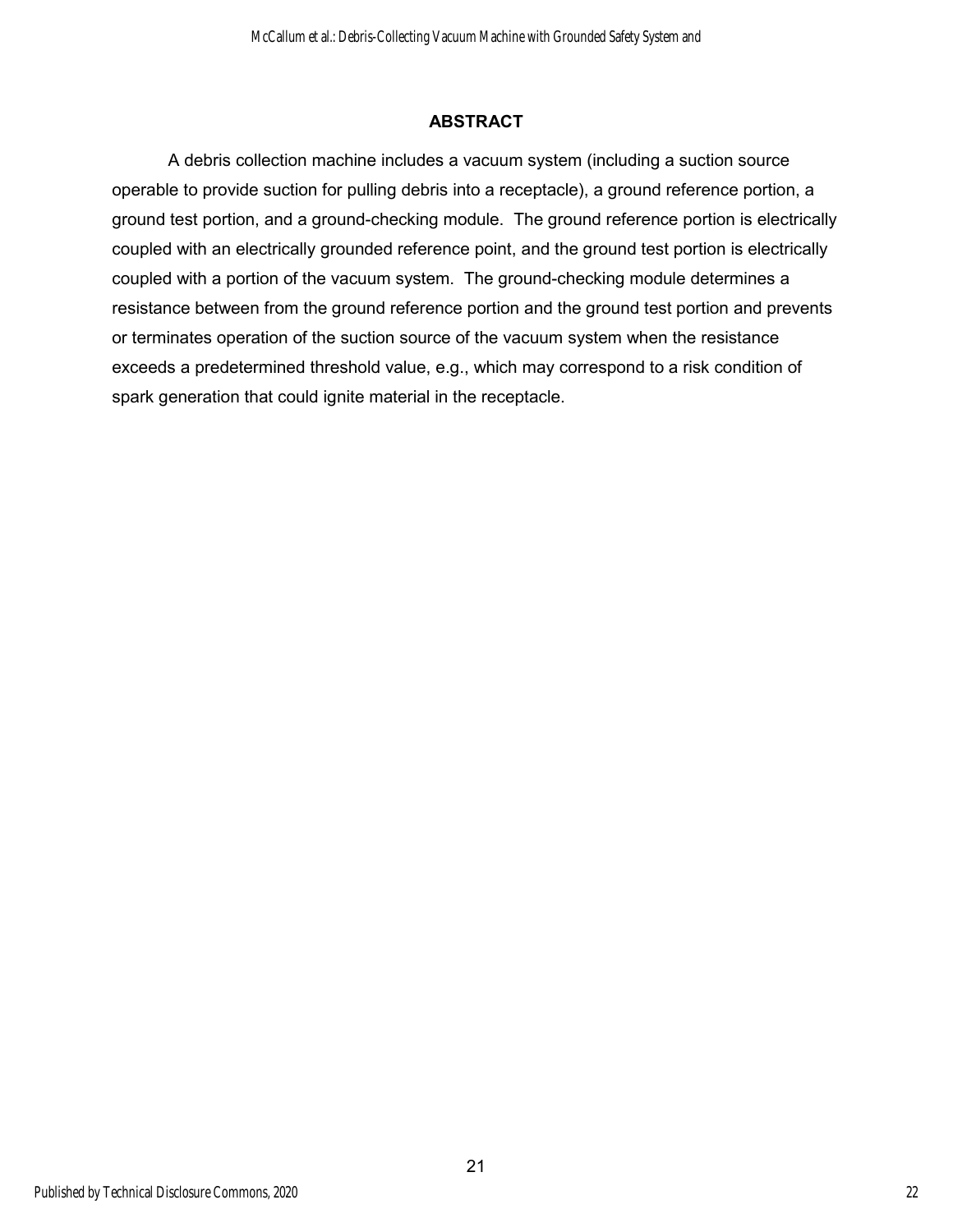## ABSTRACT

A debris collection machine includes a vacuum system (including a suction source operable to provide suction for pulling debris into a receptacle), a ground reference portion, a ground test portion, and a ground-checking module. The ground reference portion is electrically coupled with an electrically grounded reference point, and the ground test portion is electrically coupled with a portion of the vacuum system. The ground-checking module determines a resistance between from the ground reference portion and the ground test portion and prevents or terminates operation of the suction source of the vacuum system when the resistance exceeds a predetermined threshold value, e.g., which may correspond to a risk condition of spark generation that could ignite material in the receptacle.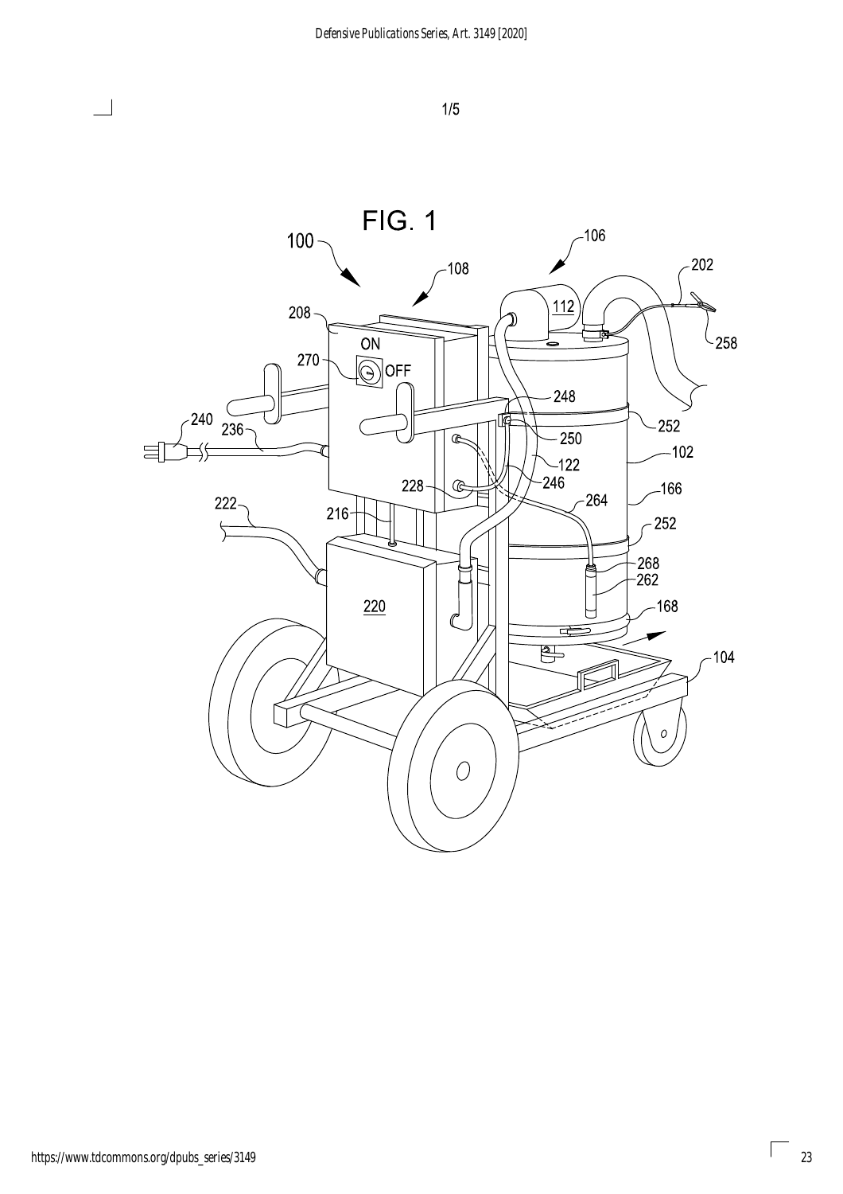FIG. 1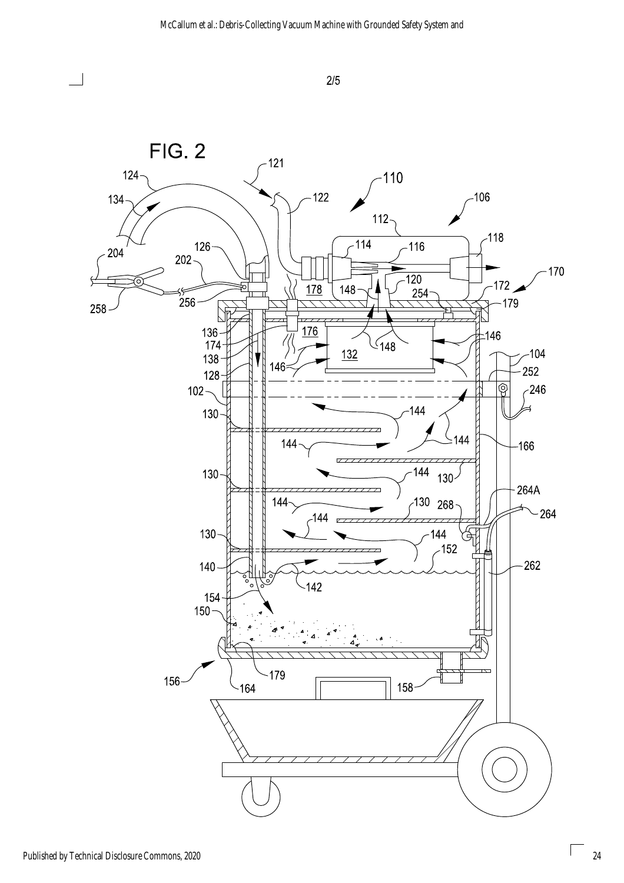2/5

FIG. 2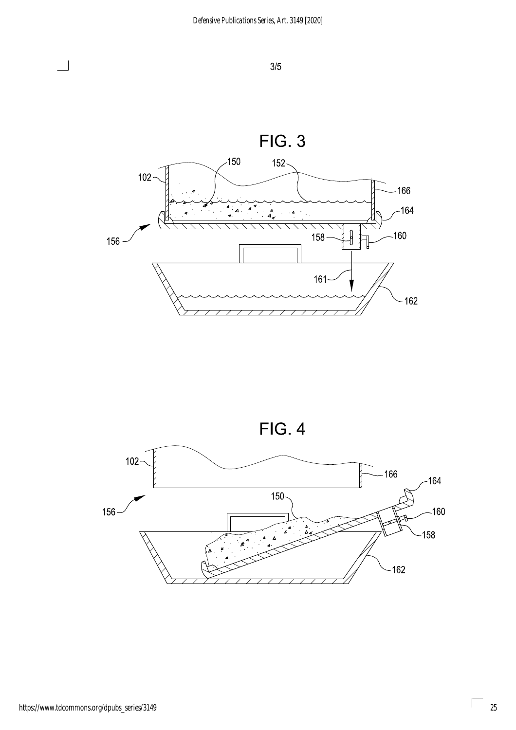3/5

FIG. 3

FIG. 4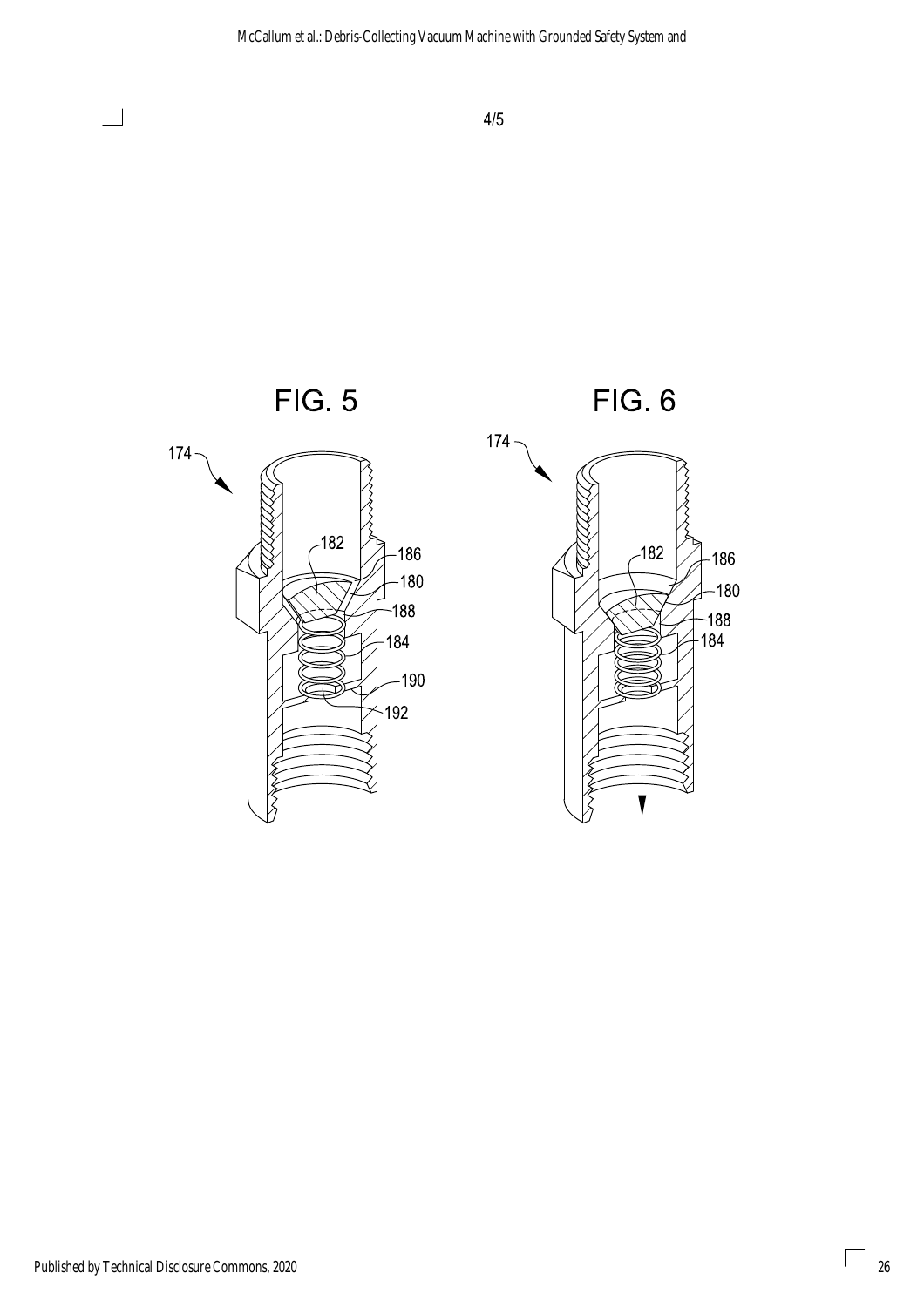4/5

FIG. 5

FIG. 6

174

182

186

180

188

184

190

192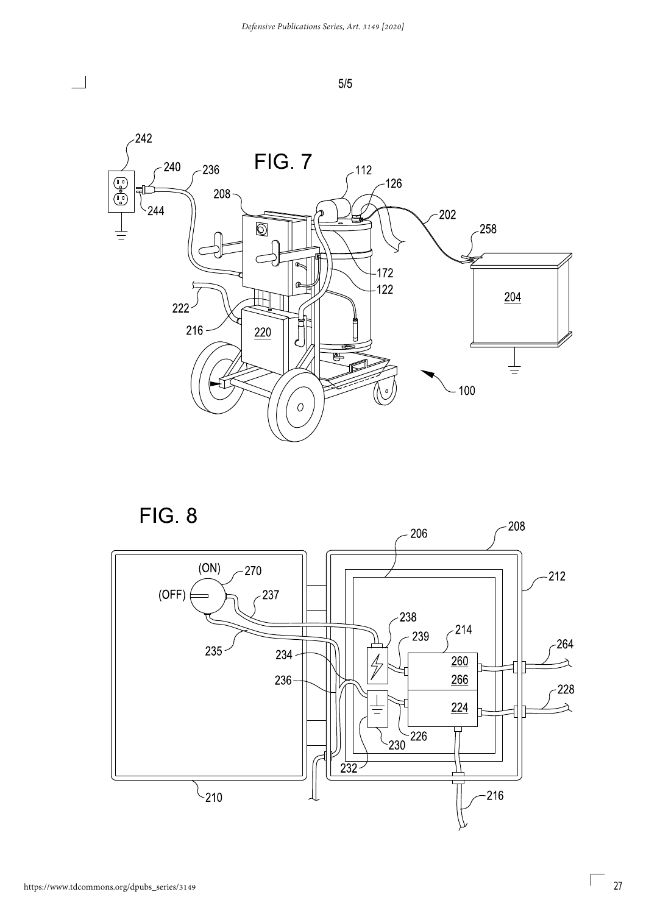FIG. 7

242
240
236
244
208
112
126
202
258
172
122
204
222
216
220
100

FIG. 8

206
208
(ON)
270
212
(OFF)
237
238
239
214
235
234
260
264
266
236
224
228
226
230
232
210
216